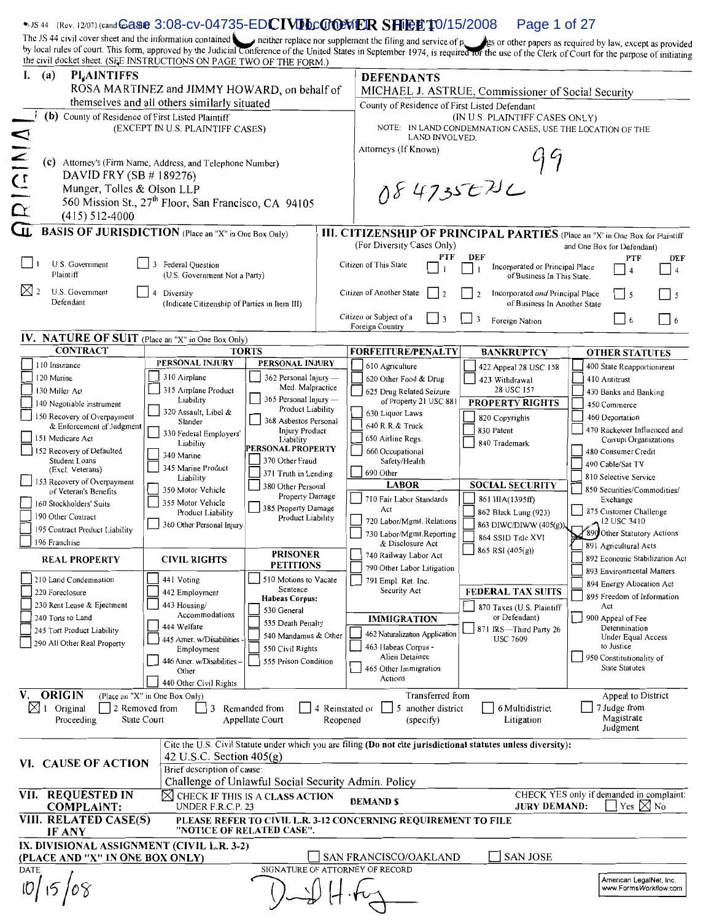JS 44 (Rev. 12/07) (cand rev 1-16-08) **CIVIL COVER SHEET**

The JS 44 civil cover sheet and the information contained herein neither replace nor supplement the filing and service of pleadings or other papers as required by law, except as provided by local rules of court. This form, approved by the Judicial Conference of the United States in September 1974, is required for the use of the Clerk of Court for the purpose of initiating the civil docket sheet. (SEE INSTRUCTIONS ON PAGE TWO OF THE FORM.)

ORIGINAL

## I. (a) PLAINTIFFS

ROSA MARTINEZ and JIMMY HOWARD, on behalf of themselves and all others similarly situated

**DEFENDANTS**

MICHAEL J. ASTRUE, Commissioner of Social Security

(b) County of Residence of First Listed Plaintiff
(EXCEPT IN U.S. PLAINTIFF CASES)

County of Residence of First Listed Defendant
(IN U.S. PLAINTIFF CASES ONLY)
NOTE: IN LAND CONDEMNATION CASES, USE THE LOCATION OF THE LAND INVOLVED.

(c) Attorney's (Firm Name, Address, and Telephone Number)
DAVID FRY (SB # 189276)
Munger, Tolles & Olson LLP
560 Mission St., 27th Floor, San Francisco, CA 94105
(415) 512-4000

Attorneys (If Known)

08 4735 EDL

## II. BASIS OF JURISDICTION (Place an "X" in One Box Only)

- ☐ 1 U.S. Government Plaintiff
- ☐ 3 Federal Question (U.S. Government Not a Party)
- ☒ 2 U.S. Government Defendant
- ☐ 4 Diversity (Indicate Citizenship of Parties in Item III)

## III. CITIZENSHIP OF PRINCIPAL PARTIES (Place an "X" in One Box for Plaintiff and One Box for Defendant) (For Diversity Cases Only)

| | PTF | DEF | | PTF | DEF |
|---|---|---|---|---|---|
| Citizen of This State | ☐ 1 | ☐ 1 | Incorporated or Principal Place of Business In This State | ☐ 4 | ☐ 4 |
| Citizen of Another State | ☐ 2 | ☐ 2 | Incorporated and Principal Place of Business In Another State | ☐ 5 | ☐ 5 |
| Citizen or Subject of a Foreign Country | ☐ 3 | ☐ 3 | Foreign Nation | ☐ 6 | ☐ 6 |

## IV. NATURE OF SUIT (Place an "X" in One Box Only)

**CONTRACT**
- ☐ 110 Insurance
- ☐ 120 Marine
- ☐ 130 Miller Act
- ☐ 140 Negotiable instrument
- ☐ 150 Recovery of Overpayment & Enforcement of Judgment
- ☐ 151 Medicare Act
- ☐ 152 Recovery of Defaulted Student Loans (Excl. Veterans)
- ☐ 153 Recovery of Overpayment of Veteran's Benefits
- ☐ 160 Stockholders' Suits
- ☐ 190 Other Contract
- ☐ 195 Contract Product Liability
- ☐ 196 Franchise

**REAL PROPERTY**
- ☐ 210 Land Condemnation
- ☐ 220 Foreclosure
- ☐ 230 Rent Lease & Ejectment
- ☐ 240 Torts to Land
- ☐ 245 Tort Product Liability
- ☐ 290 All Other Real Property

**TORTS — PERSONAL INJURY**
- ☐ 310 Airplane
- ☐ 315 Airplane Product Liability
- ☐ 320 Assault, Libel & Slander
- ☐ 330 Federal Employers' Liability
- ☐ 340 Marine
- ☐ 345 Marine Product Liability
- ☐ 350 Motor Vehicle
- ☐ 355 Motor Vehicle Product Liability
- ☐ 360 Other Personal Injury

**TORTS — PERSONAL INJURY**
- ☐ 362 Personal Injury — Med. Malpractice
- ☐ 365 Personal Injury — Product Liability
- ☐ 368 Asbestos Personal Injury Product Liability

**PERSONAL PROPERTY**
- ☐ 370 Other Fraud
- ☐ 371 Truth in Lending
- ☐ 380 Other Personal Property Damage
- ☐ 385 Property Damage Product Liability

**CIVIL RIGHTS**
- ☐ 441 Voting
- ☐ 442 Employment
- ☐ 443 Housing/ Accommodations
- ☐ 444 Welfare
- ☐ 445 Amer. w/Disabilities - Employment
- ☐ 446 Amer. w/Disabilities – Other
- ☐ 440 Other Civil Rights

**PRISONER PETITIONS**
- ☐ 510 Motions to Vacate Sentence
- Habeas Corpus:
- ☐ 530 General
- ☐ 535 Death Penalty
- ☐ 540 Mandamus & Other
- ☐ 550 Civil Rights
- ☐ 555 Prison Condition

**FORFEITURE/PENALTY**
- ☐ 610 Agriculture
- ☐ 620 Other Food & Drug
- ☐ 625 Drug Related Seizure of Property 21 USC 881
- ☐ 630 Liquor Laws
- ☐ 640 R.R. & Truck
- ☐ 650 Airline Regs.
- ☐ 660 Occupational Safety/Health
- ☐ 690 Other

**LABOR**
- ☐ 710 Fair Labor Standards Act
- ☐ 720 Labor/Mgmt. Relations
- ☐ 730 Labor/Mgmt.Reporting & Disclosure Act
- ☐ 740 Railway Labor Act
- ☐ 790 Other Labor Litigation
- ☐ 791 Empl. Ret. Inc. Security Act

**IMMIGRATION**
- ☐ 462 Naturalization Application
- ☐ 463 Habeas Corpus - Alien Detainee
- ☐ 465 Other Immigration Actions

**BANKRUPTCY**
- ☐ 422 Appeal 28 USC 158
- ☐ 423 Withdrawal 28 USC 157

**PROPERTY RIGHTS**
- ☐ 820 Copyrights
- ☐ 830 Patent
- ☐ 840 Trademark

**SOCIAL SECURITY**
- ☐ 861 HIA(1395ff)
- ☐ 862 Black Lung (923)
- ☐ 863 DIWC/DIWW (405(g))
- ☐ 864 SSID Title XVI
- ☐ 865 RSI (405(g))

**FEDERAL TAX SUITS**
- ☐ 870 Taxes (U.S. Plaintiff or Defendant)
- ☐ 871 IRS—Third Party 26 USC 7609

**OTHER STATUTES**
- ☐ 400 State Reapportionment
- ☐ 410 Antitrust
- ☐ 430 Banks and Banking
- ☐ 450 Commerce
- ☐ 460 Deportation
- ☐ 470 Racketeer Influenced and Corrupt Organizations
- ☐ 480 Consumer Credit
- ☐ 490 Cable/Sat TV
- ☐ 810 Selective Service
- ☐ 850 Securities/Commodities/ Exchange
- ☐ 875 Customer Challenge 12 USC 3410
- ☒ 890 Other Statutory Actions
- ☐ 891 Agricultural Acts
- ☐ 892 Economic Stabilization Act
- ☐ 893 Environmental Matters
- ☐ 894 Energy Allocation Act
- ☐ 895 Freedom of Information Act
- ☐ 900 Appeal of Fee Determination Under Equal Access to Justice
- ☐ 950 Constitutionality of State Statutes

## V. ORIGIN (Place an "X" in One Box Only)

- ☒ 1 Original Proceeding
- ☐ 2 Removed from State Court
- ☐ 3 Remanded from Appellate Court
- ☐ 4 Reinstated or Reopened
- ☐ 5 Transferred from another district (specify)
- ☐ 6 Multidistrict Litigation
- ☐ 7 Appeal to District Judge from Magistrate Judgment

## VI. CAUSE OF ACTION

Cite the U.S. Civil Statute under which you are filing (**Do not cite jurisdictional statutes unless diversity**):
42 U.S.C. Section 405(g)

Brief description of cause:
Challenge of Unlawful Social Security Admin. Policy

## VII. REQUESTED IN COMPLAINT:

☒ CHECK IF THIS IS A CLASS ACTION UNDER F.R.C.P. 23

**DEMAND $**

CHECK YES only if demanded in complaint:
**JURY DEMAND:** ☐ Yes ☒ No

## VIII. RELATED CASE(S) IF ANY

PLEASE REFER TO CIVIL L.R. 3-12 CONCERNING REQUIREMENT TO FILE "NOTICE OF RELATED CASE".

## IX. DIVISIONAL ASSIGNMENT (CIVIL L.R. 3-2) (PLACE AND "X" IN ONE BOX ONLY)

☐ SAN FRANCISCO/OAKLAND ☐ SAN JOSE

DATE: 10/15/08

SIGNATURE OF ATTORNEY OF RECORD: [signature]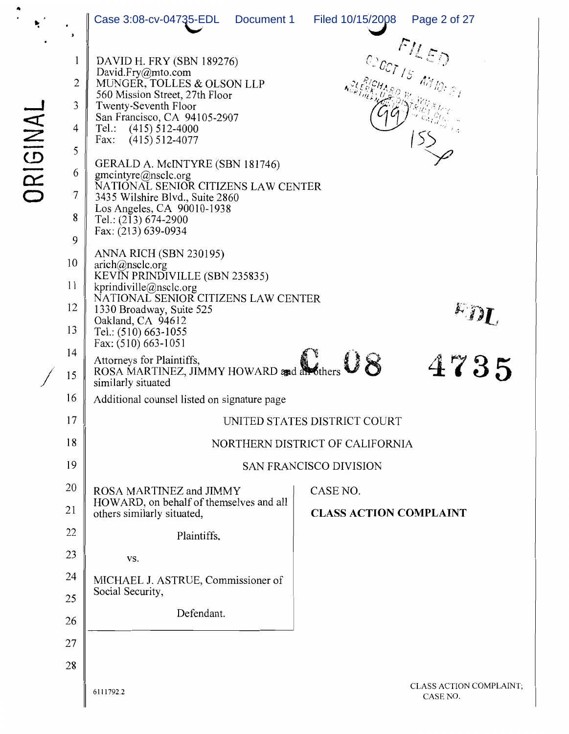DAVID H. FRY (SBN 189276)
David.Fry@mto.com
MUNGER, TOLLES & OLSON LLP
560 Mission Street, 27th Floor
Twenty-Seventh Floor
San Francisco, CA 94105-2907
Tel.: (415) 512-4000
Fax: (415) 512-4077

GERALD A. McINTYRE (SBN 181746)
gmcintyre@nsclc.org
NATIONAL SENIOR CITIZENS LAW CENTER
3435 Wilshire Blvd., Suite 2860
Los Angeles, CA 90010-1938
Tel.: (213) 674-2900
Fax: (213) 639-0934

ANNA RICH (SBN 230195)
arich@nsclc.org
KEVIN PRINDIVILLE (SBN 235835)
kprindiville@nsclc.org
NATIONAL SENIOR CITIZENS LAW CENTER
1330 Broadway, Suite 525
Oakland, CA 94612
Tel.: (510) 663-1055
Fax: (510) 663-1051

Attorneys for Plaintiffs,
ROSA MARTINEZ, JIMMY HOWARD and all others similarly situated

Additional counsel listed on signature page

C 08 4735 EDL

UNITED STATES DISTRICT COURT

NORTHERN DISTRICT OF CALIFORNIA

SAN FRANCISCO DIVISION

| ROSA MARTINEZ and JIMMY HOWARD, on behalf of themselves and all others similarly situated, Plaintiffs, vs. MICHAEL J. ASTRUE, Commissioner of Social Security, Defendant. | CASE NO. **CLASS ACTION COMPLAINT** |
|---|---|

6111792.2

CLASS ACTION COMPLAINT; CASE NO.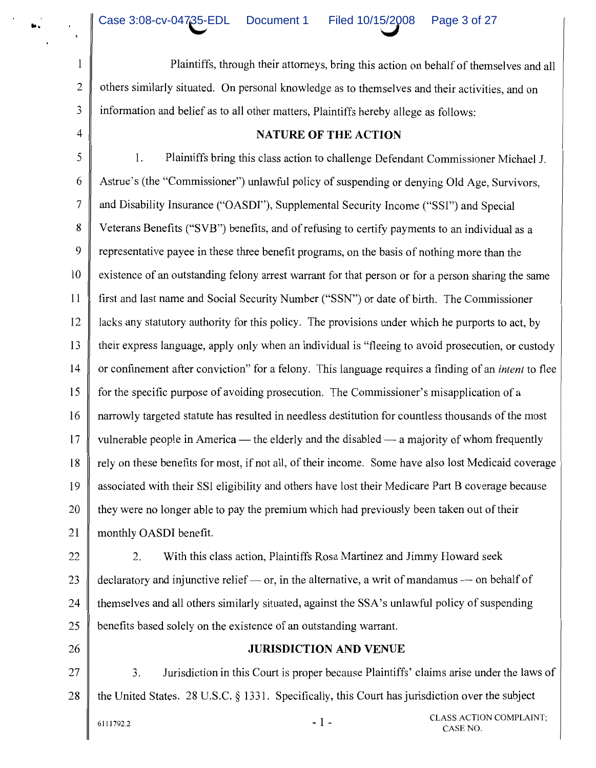Plaintiffs, through their attorneys, bring this action on behalf of themselves and all others similarly situated. On personal knowledge as to themselves and their activities, and on information and belief as to all other matters, Plaintiffs hereby allege as follows:

## NATURE OF THE ACTION

1. Plaintiffs bring this class action to challenge Defendant Commissioner Michael J. Astrue's (the "Commissioner") unlawful policy of suspending or denying Old Age, Survivors, and Disability Insurance ("OASDI"), Supplemental Security Income ("SSI") and Special Veterans Benefits ("SVB") benefits, and of refusing to certify payments to an individual as a representative payee in these three benefit programs, on the basis of nothing more than the existence of an outstanding felony arrest warrant for that person or for a person sharing the same first and last name and Social Security Number ("SSN") or date of birth. The Commissioner lacks any statutory authority for this policy. The provisions under which he purports to act, by their express language, apply only when an individual is "fleeing to avoid prosecution, or custody or confinement after conviction" for a felony. This language requires a finding of an *intent* to flee for the specific purpose of avoiding prosecution. The Commissioner's misapplication of a narrowly targeted statute has resulted in needless destitution for countless thousands of the most vulnerable people in America — the elderly and the disabled — a majority of whom frequently rely on these benefits for most, if not all, of their income. Some have also lost Medicaid coverage associated with their SSI eligibility and others have lost their Medicare Part B coverage because they were no longer able to pay the premium which had previously been taken out of their monthly OASDI benefit.

2. With this class action, Plaintiffs Rosa Martinez and Jimmy Howard seek declaratory and injunctive relief — or, in the alternative, a writ of mandamus — on behalf of themselves and all others similarly situated, against the SSA's unlawful policy of suspending benefits based solely on the existence of an outstanding warrant.

## JURISDICTION AND VENUE

3. Jurisdiction in this Court is proper because Plaintiffs' claims arise under the laws of the United States. 28 U.S.C. § 1331. Specifically, this Court has jurisdiction over the subject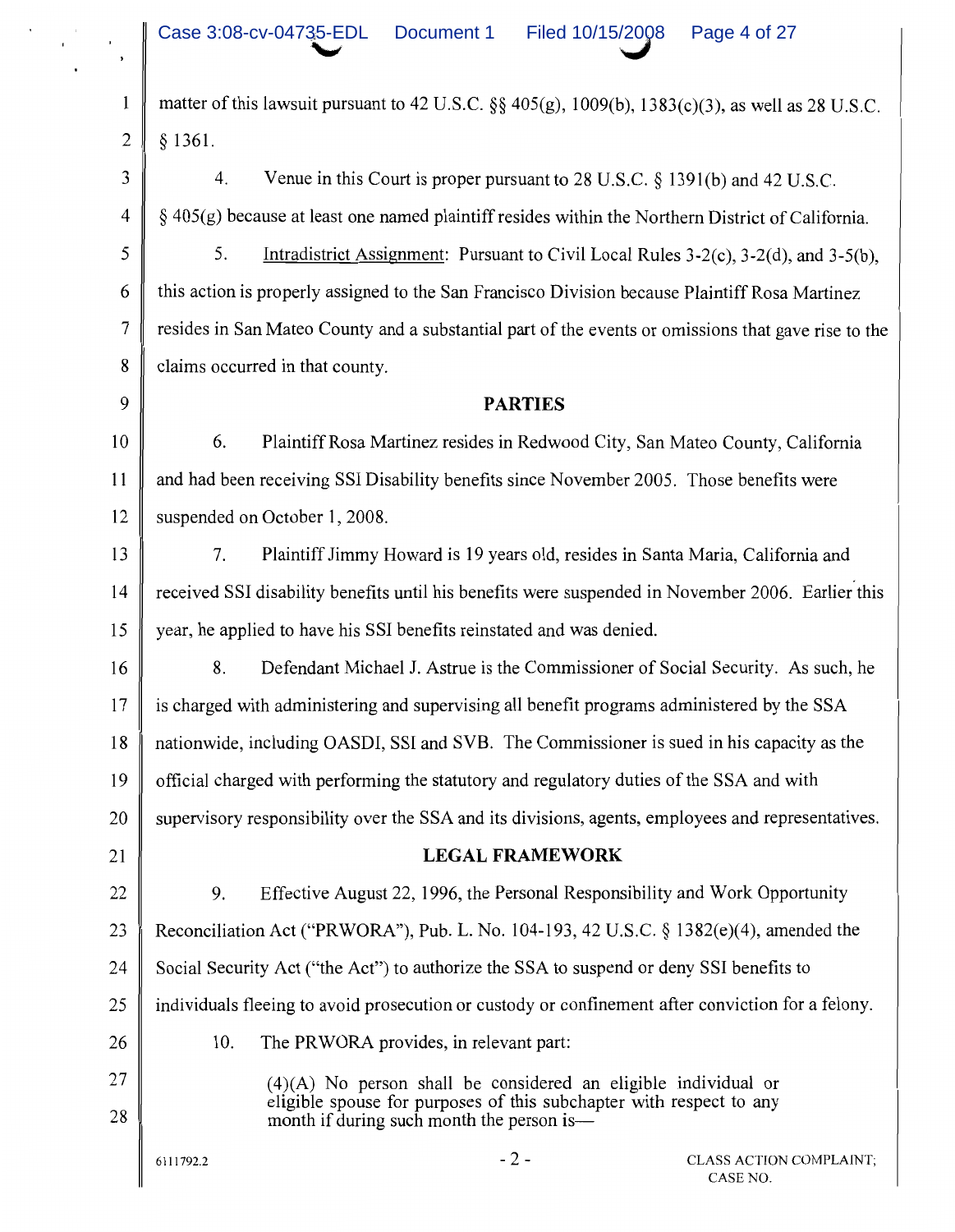matter of this lawsuit pursuant to 42 U.S.C. §§ 405(g), 1009(b), 1383(c)(3), as well as 28 U.S.C. § 1361.

4. Venue in this Court is proper pursuant to 28 U.S.C. § 1391(b) and 42 U.S.C. § 405(g) because at least one named plaintiff resides within the Northern District of California.

5. Intradistrict Assignment: Pursuant to Civil Local Rules 3-2(c), 3-2(d), and 3-5(b), this action is properly assigned to the San Francisco Division because Plaintiff Rosa Martinez resides in San Mateo County and a substantial part of the events or omissions that gave rise to the claims occurred in that county.

**PARTIES**

6. Plaintiff Rosa Martinez resides in Redwood City, San Mateo County, California and had been receiving SSI Disability benefits since November 2005. Those benefits were suspended on October 1, 2008.

7. Plaintiff Jimmy Howard is 19 years old, resides in Santa Maria, California and received SSI disability benefits until his benefits were suspended in November 2006. Earlier this year, he applied to have his SSI benefits reinstated and was denied.

8. Defendant Michael J. Astrue is the Commissioner of Social Security. As such, he is charged with administering and supervising all benefit programs administered by the SSA nationwide, including OASDI, SSI and SVB. The Commissioner is sued in his capacity as the official charged with performing the statutory and regulatory duties of the SSA and with supervisory responsibility over the SSA and its divisions, agents, employees and representatives.

**LEGAL FRAMEWORK**

9. Effective August 22, 1996, the Personal Responsibility and Work Opportunity Reconciliation Act ("PRWORA"), Pub. L. No. 104-193, 42 U.S.C. § 1382(e)(4), amended the Social Security Act ("the Act") to authorize the SSA to suspend or deny SSI benefits to individuals fleeing to avoid prosecution or custody or confinement after conviction for a felony.

10. The PRWORA provides, in relevant part:

> (4)(A) No person shall be considered an eligible individual or eligible spouse for purposes of this subchapter with respect to any month if during such month the person is—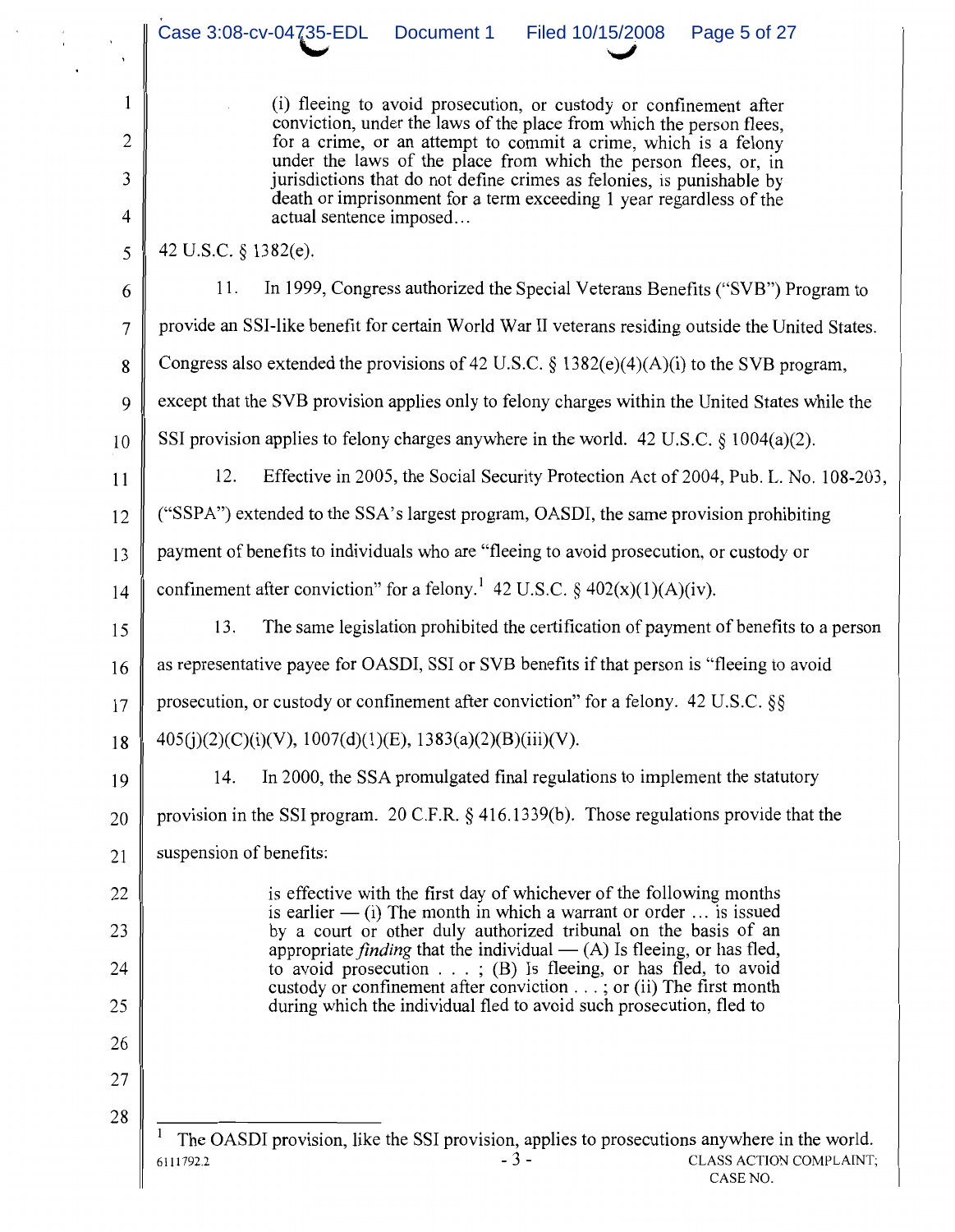> (i) fleeing to avoid prosecution, or custody or confinement after conviction, under the laws of the place from which the person flees, for a crime, or an attempt to commit a crime, which is a felony under the laws of the place from which the person flees, or, in jurisdictions that do not define crimes as felonies, is punishable by death or imprisonment for a term exceeding 1 year regardless of the actual sentence imposed…

42 U.S.C. § 1382(e).

11. In 1999, Congress authorized the Special Veterans Benefits ("SVB") Program to provide an SSI-like benefit for certain World War II veterans residing outside the United States. Congress also extended the provisions of 42 U.S.C. § 1382(e)(4)(A)(i) to the SVB program, except that the SVB provision applies only to felony charges within the United States while the SSI provision applies to felony charges anywhere in the world. 42 U.S.C. § 1004(a)(2).

12. Effective in 2005, the Social Security Protection Act of 2004, Pub. L. No. 108-203, ("SSPA") extended to the SSA's largest program, OASDI, the same provision prohibiting payment of benefits to individuals who are "fleeing to avoid prosecution, or custody or confinement after conviction" for a felony.[1] 42 U.S.C. § 402(x)(1)(A)(iv).

13. The same legislation prohibited the certification of payment of benefits to a person as representative payee for OASDI, SSI or SVB benefits if that person is "fleeing to avoid prosecution, or custody or confinement after conviction" for a felony. 42 U.S.C. §§ 405(j)(2)(C)(i)(V), 1007(d)(1)(E), 1383(a)(2)(B)(iii)(V).

14. In 2000, the SSA promulgated final regulations to implement the statutory provision in the SSI program. 20 C.F.R. § 416.1339(b). Those regulations provide that the suspension of benefits:

> is effective with the first day of whichever of the following months is earlier — (i) The month in which a warrant or order … is issued by a court or other duly authorized tribunal on the basis of an appropriate *finding* that the individual — (A) Is fleeing, or has fled, to avoid prosecution . . . ; (B) Is fleeing, or has fled, to avoid custody or confinement after conviction . . . ; or (ii) The first month during which the individual fled to avoid such prosecution, fled to

---

[1] The OASDI provision, like the SSI provision, applies to prosecutions anywhere in the world.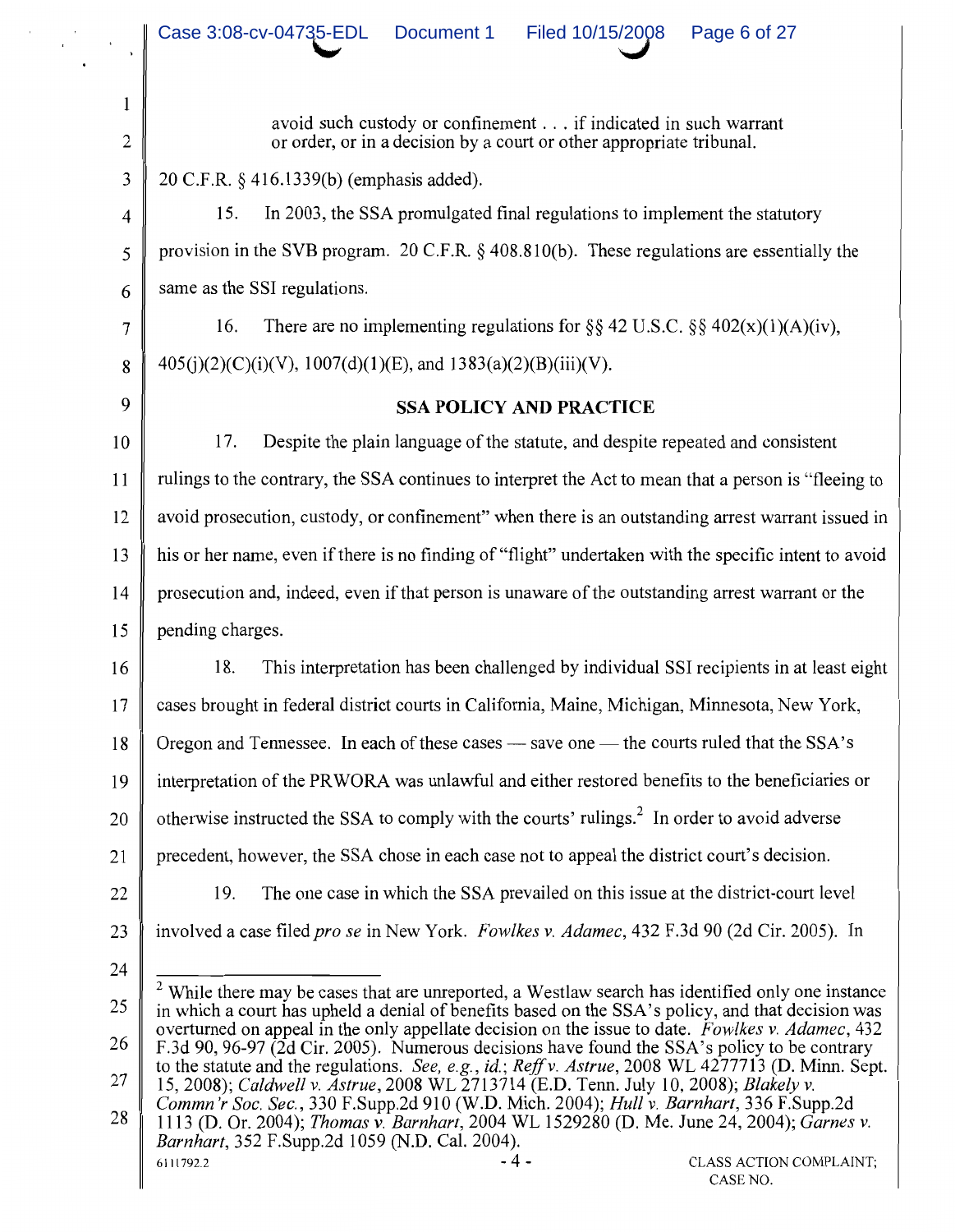> avoid such custody or confinement . . . if indicated in such warrant or order, or in a decision by a court or other appropriate tribunal.

20 C.F.R. § 416.1339(b) (emphasis added).

15. In 2003, the SSA promulgated final regulations to implement the statutory provision in the SVB program. 20 C.F.R. § 408.810(b). These regulations are essentially the same as the SSI regulations.

16. There are no implementing regulations for §§ 42 U.S.C. §§ 402(x)(1)(A)(iv), 405(j)(2)(C)(i)(V), 1007(d)(1)(E), and 1383(a)(2)(B)(iii)(V).

## SSA POLICY AND PRACTICE

17. Despite the plain language of the statute, and despite repeated and consistent rulings to the contrary, the SSA continues to interpret the Act to mean that a person is "fleeing to avoid prosecution, custody, or confinement" when there is an outstanding arrest warrant issued in his or her name, even if there is no finding of "flight" undertaken with the specific intent to avoid prosecution and, indeed, even if that person is unaware of the outstanding arrest warrant or the pending charges.

18. This interpretation has been challenged by individual SSI recipients in at least eight cases brought in federal district courts in California, Maine, Michigan, Minnesota, New York, Oregon and Tennessee. In each of these cases — save one — the courts ruled that the SSA's interpretation of the PRWORA was unlawful and either restored benefits to the beneficiaries or otherwise instructed the SSA to comply with the courts' rulings.[2] In order to avoid adverse precedent, however, the SSA chose in each case not to appeal the district court's decision.

19. The one case in which the SSA prevailed on this issue at the district-court level involved a case filed *pro se* in New York. *Fowlkes v. Adamec*, 432 F.3d 90 (2d Cir. 2005). In

---

[2] While there may be cases that are unreported, a Westlaw search has identified only one instance in which a court has upheld a denial of benefits based on the SSA's policy, and that decision was overturned on appeal in the only appellate decision on the issue to date. *Fowlkes v. Adamec*, 432 F.3d 90, 96-97 (2d Cir. 2005). Numerous decisions have found the SSA's policy to be contrary to the statute and the regulations. *See, e.g.*, *id.*; *Reff v. Astrue*, 2008 WL 4277713 (D. Minn. Sept. 15, 2008); *Caldwell v. Astrue*, 2008 WL 2713714 (E.D. Tenn. July 10, 2008); *Blakely v. Commn'r Soc. Sec.*, 330 F.Supp.2d 910 (W.D. Mich. 2004); *Hull v. Barnhart*, 336 F.Supp.2d 1113 (D. Or. 2004); *Thomas v. Barnhart*, 2004 WL 1529280 (D. Me. June 24, 2004); *Garnes v. Barnhart*, 352 F.Supp.2d 1059 (N.D. Cal. 2004).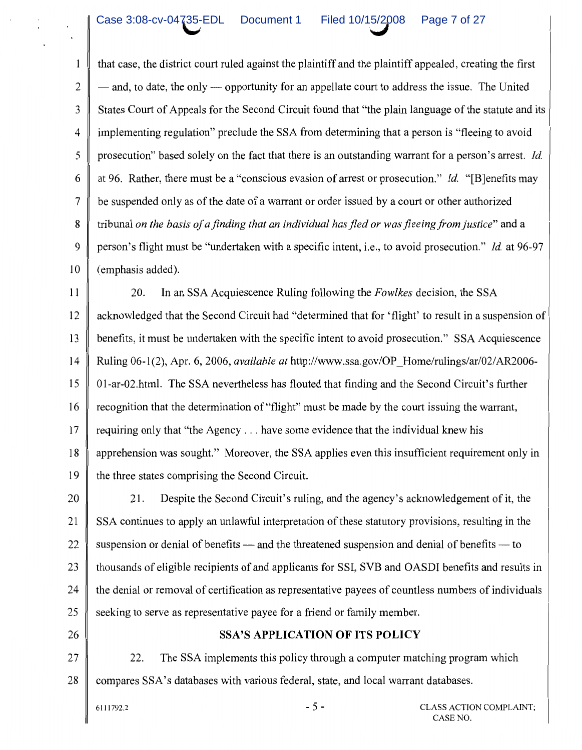that case, the district court ruled against the plaintiff and the plaintiff appealed, creating the first — and, to date, the only — opportunity for an appellate court to address the issue. The United States Court of Appeals for the Second Circuit found that "the plain language of the statute and its implementing regulation" preclude the SSA from determining that a person is "fleeing to avoid prosecution" based solely on the fact that there is an outstanding warrant for a person's arrest. *Id.* at 96. Rather, there must be a "conscious evasion of arrest or prosecution." *Id.* "[B]enefits may be suspended only as of the date of a warrant or order issued by a court or other authorized tribunal *on the basis of a finding that an individual has fled or was fleeing from justice*" and a person's flight must be "undertaken with a specific intent, i.e., to avoid prosecution." *Id.* at 96-97 (emphasis added).

20. In an SSA Acquiescence Ruling following the *Fowlkes* decision, the SSA acknowledged that the Second Circuit had "determined that for 'flight' to result in a suspension of benefits, it must be undertaken with the specific intent to avoid prosecution." SSA Acquiescence Ruling 06-1(2), Apr. 6, 2006, *available at* http://www.ssa.gov/OP_Home/rulings/ar/02/AR2006-01-ar-02.html. The SSA nevertheless has flouted that finding and the Second Circuit's further recognition that the determination of "flight" must be made by the court issuing the warrant, requiring only that "the Agency . . . have some evidence that the individual knew his apprehension was sought." Moreover, the SSA applies even this insufficient requirement only in the three states comprising the Second Circuit.

21. Despite the Second Circuit's ruling, and the agency's acknowledgement of it, the SSA continues to apply an unlawful interpretation of these statutory provisions, resulting in the suspension or denial of benefits — and the threatened suspension and denial of benefits — to thousands of eligible recipients of and applicants for SSI, SVB and OASDI benefits and results in the denial or removal of certification as representative payees of countless numbers of individuals seeking to serve as representative payee for a friend or family member.

## SSA'S APPLICATION OF ITS POLICY

22. The SSA implements this policy through a computer matching program which compares SSA's databases with various federal, state, and local warrant databases.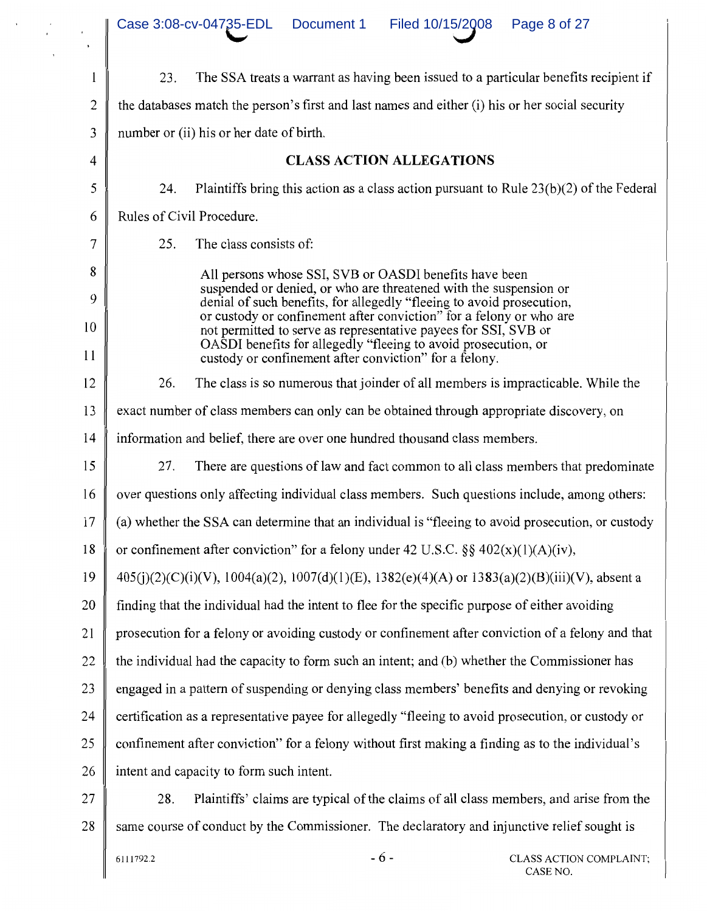23. The SSA treats a warrant as having been issued to a particular benefits recipient if the databases match the person's first and last names and either (i) his or her social security number or (ii) his or her date of birth.

## CLASS ACTION ALLEGATIONS

24. Plaintiffs bring this action as a class action pursuant to Rule 23(b)(2) of the Federal Rules of Civil Procedure.

25. The class consists of:

> All persons whose SSI, SVB or OASDI benefits have been suspended or denied, or who are threatened with the suspension or denial of such benefits, for allegedly "fleeing to avoid prosecution, or custody or confinement after conviction" for a felony or who are not permitted to serve as representative payees for SSI, SVB or OASDI benefits for allegedly "fleeing to avoid prosecution, or custody or confinement after conviction" for a felony.

26. The class is so numerous that joinder of all members is impracticable. While the exact number of class members can only can be obtained through appropriate discovery, on information and belief, there are over one hundred thousand class members.

27. There are questions of law and fact common to all class members that predominate over questions only affecting individual class members. Such questions include, among others: (a) whether the SSA can determine that an individual is "fleeing to avoid prosecution, or custody or confinement after conviction" for a felony under 42 U.S.C. §§ 402(x)(1)(A)(iv), 405(j)(2)(C)(i)(V), 1004(a)(2), 1007(d)(1)(E), 1382(e)(4)(A) or 1383(a)(2)(B)(iii)(V), absent a finding that the individual had the intent to flee for the specific purpose of either avoiding prosecution for a felony or avoiding custody or confinement after conviction of a felony and that the individual had the capacity to form such an intent; and (b) whether the Commissioner has engaged in a pattern of suspending or denying class members' benefits and denying or revoking certification as a representative payee for allegedly "fleeing to avoid prosecution, or custody or confinement after conviction" for a felony without first making a finding as to the individual's intent and capacity to form such intent.

28. Plaintiffs' claims are typical of the claims of all class members, and arise from the same course of conduct by the Commissioner. The declaratory and injunctive relief sought is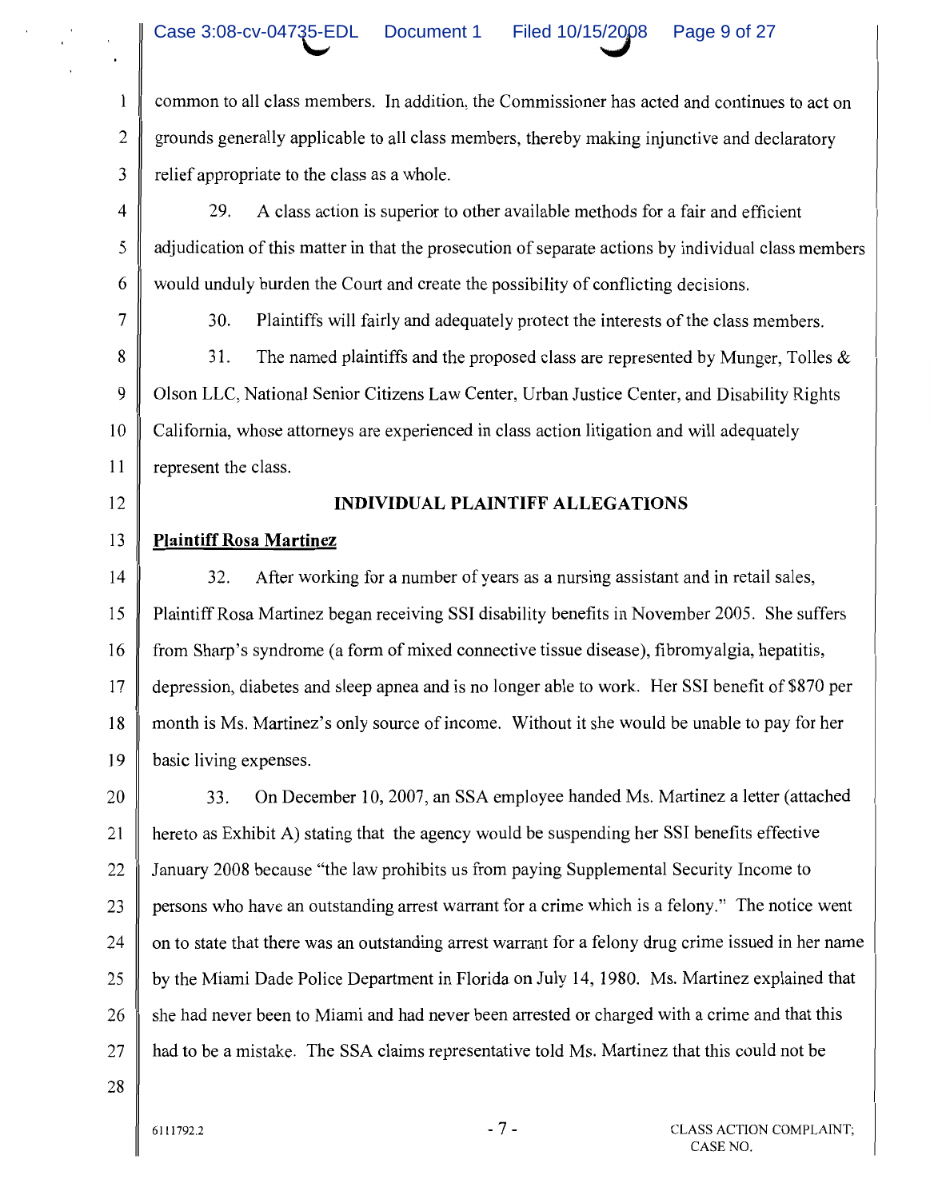common to all class members. In addition, the Commissioner has acted and continues to act on grounds generally applicable to all class members, thereby making injunctive and declaratory relief appropriate to the class as a whole.

29. A class action is superior to other available methods for a fair and efficient adjudication of this matter in that the prosecution of separate actions by individual class members would unduly burden the Court and create the possibility of conflicting decisions.

30. Plaintiffs will fairly and adequately protect the interests of the class members.

31. The named plaintiffs and the proposed class are represented by Munger, Tolles & Olson LLC, National Senior Citizens Law Center, Urban Justice Center, and Disability Rights California, whose attorneys are experienced in class action litigation and will adequately represent the class.

## INDIVIDUAL PLAINTIFF ALLEGATIONS

**Plaintiff Rosa Martinez**

32. After working for a number of years as a nursing assistant and in retail sales, Plaintiff Rosa Martinez began receiving SSI disability benefits in November 2005. She suffers from Sharp's syndrome (a form of mixed connective tissue disease), fibromyalgia, hepatitis, depression, diabetes and sleep apnea and is no longer able to work. Her SSI benefit of $870 per month is Ms. Martinez's only source of income. Without it she would be unable to pay for her basic living expenses.

33. On December 10, 2007, an SSA employee handed Ms. Martinez a letter (attached hereto as Exhibit A) stating that the agency would be suspending her SSI benefits effective January 2008 because "the law prohibits us from paying Supplemental Security Income to persons who have an outstanding arrest warrant for a crime which is a felony." The notice went on to state that there was an outstanding arrest warrant for a felony drug crime issued in her name by the Miami Dade Police Department in Florida on July 14, 1980. Ms. Martinez explained that she had never been to Miami and had never been arrested or charged with a crime and that this had to be a mistake. The SSA claims representative told Ms. Martinez that this could not be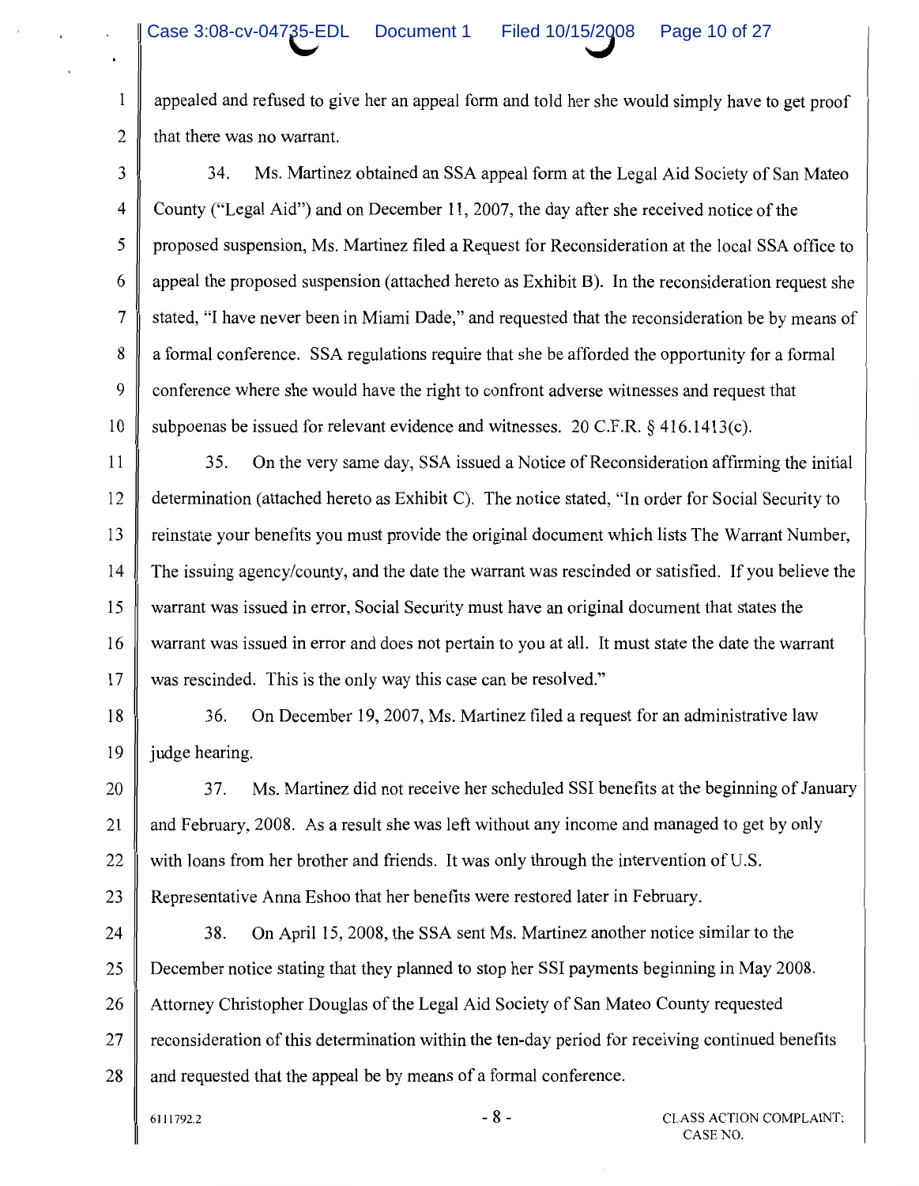appealed and refused to give her an appeal form and told her she would simply have to get proof that there was no warrant.

34. Ms. Martinez obtained an SSA appeal form at the Legal Aid Society of San Mateo County ("Legal Aid") and on December 11, 2007, the day after she received notice of the proposed suspension, Ms. Martinez filed a Request for Reconsideration at the local SSA office to appeal the proposed suspension (attached hereto as Exhibit B). In the reconsideration request she stated, "I have never been in Miami Dade," and requested that the reconsideration be by means of a formal conference. SSA regulations require that she be afforded the opportunity for a formal conference where she would have the right to confront adverse witnesses and request that subpoenas be issued for relevant evidence and witnesses. 20 C.F.R. § 416.1413(c).

35. On the very same day, SSA issued a Notice of Reconsideration affirming the initial determination (attached hereto as Exhibit C). The notice stated, "In order for Social Security to reinstate your benefits you must provide the original document which lists The Warrant Number, The issuing agency/county, and the date the warrant was rescinded or satisfied. If you believe the warrant was issued in error, Social Security must have an original document that states the warrant was issued in error and does not pertain to you at all. It must state the date the warrant was rescinded. This is the only way this case can be resolved."

36. On December 19, 2007, Ms. Martinez filed a request for an administrative law judge hearing.

37. Ms. Martinez did not receive her scheduled SSI benefits at the beginning of January and February, 2008. As a result she was left without any income and managed to get by only with loans from her brother and friends. It was only through the intervention of U.S. Representative Anna Eshoo that her benefits were restored later in February.

38. On April 15, 2008, the SSA sent Ms. Martinez another notice similar to the December notice stating that they planned to stop her SSI payments beginning in May 2008. Attorney Christopher Douglas of the Legal Aid Society of San Mateo County requested reconsideration of this determination within the ten-day period for receiving continued benefits and requested that the appeal be by means of a formal conference.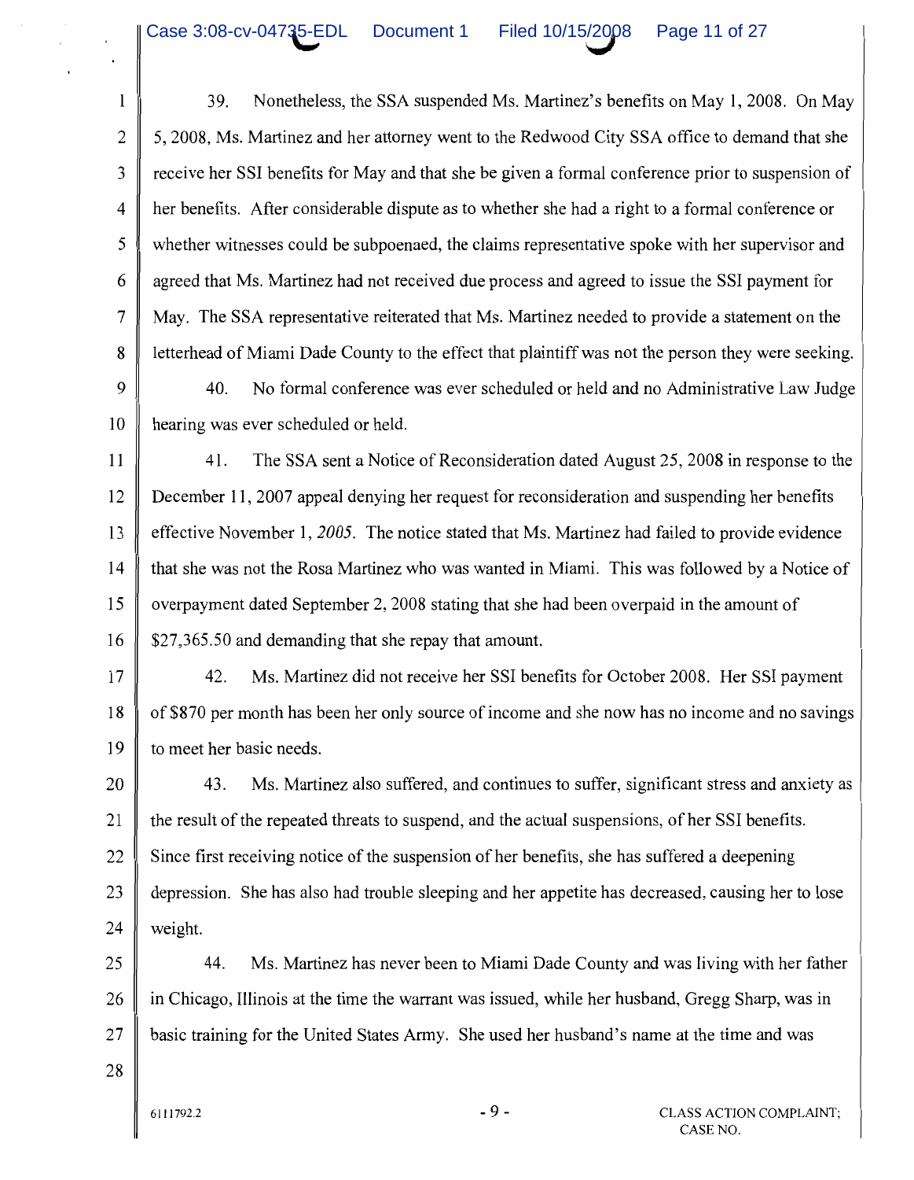39. Nonetheless, the SSA suspended Ms. Martinez's benefits on May 1, 2008. On May 5, 2008, Ms. Martinez and her attorney went to the Redwood City SSA office to demand that she receive her SSI benefits for May and that she be given a formal conference prior to suspension of her benefits. After considerable dispute as to whether she had a right to a formal conference or whether witnesses could be subpoenaed, the claims representative spoke with her supervisor and agreed that Ms. Martinez had not received due process and agreed to issue the SSI payment for May. The SSA representative reiterated that Ms. Martinez needed to provide a statement on the letterhead of Miami Dade County to the effect that plaintiff was not the person they were seeking.

40. No formal conference was ever scheduled or held and no Administrative Law Judge hearing was ever scheduled or held.

41. The SSA sent a Notice of Reconsideration dated August 25, 2008 in response to the December 11, 2007 appeal denying her request for reconsideration and suspending her benefits effective November 1, *2005*. The notice stated that Ms. Martinez had failed to provide evidence that she was not the Rosa Martinez who was wanted in Miami. This was followed by a Notice of overpayment dated September 2, 2008 stating that she had been overpaid in the amount of $27,365.50 and demanding that she repay that amount.

42. Ms. Martinez did not receive her SSI benefits for October 2008. Her SSI payment of $870 per month has been her only source of income and she now has no income and no savings to meet her basic needs.

43. Ms. Martinez also suffered, and continues to suffer, significant stress and anxiety as the result of the repeated threats to suspend, and the actual suspensions, of her SSI benefits. Since first receiving notice of the suspension of her benefits, she has suffered a deepening depression. She has also had trouble sleeping and her appetite has decreased, causing her to lose weight.

44. Ms. Martinez has never been to Miami Dade County and was living with her father in Chicago, Illinois at the time the warrant was issued, while her husband, Gregg Sharp, was in basic training for the United States Army. She used her husband's name at the time and was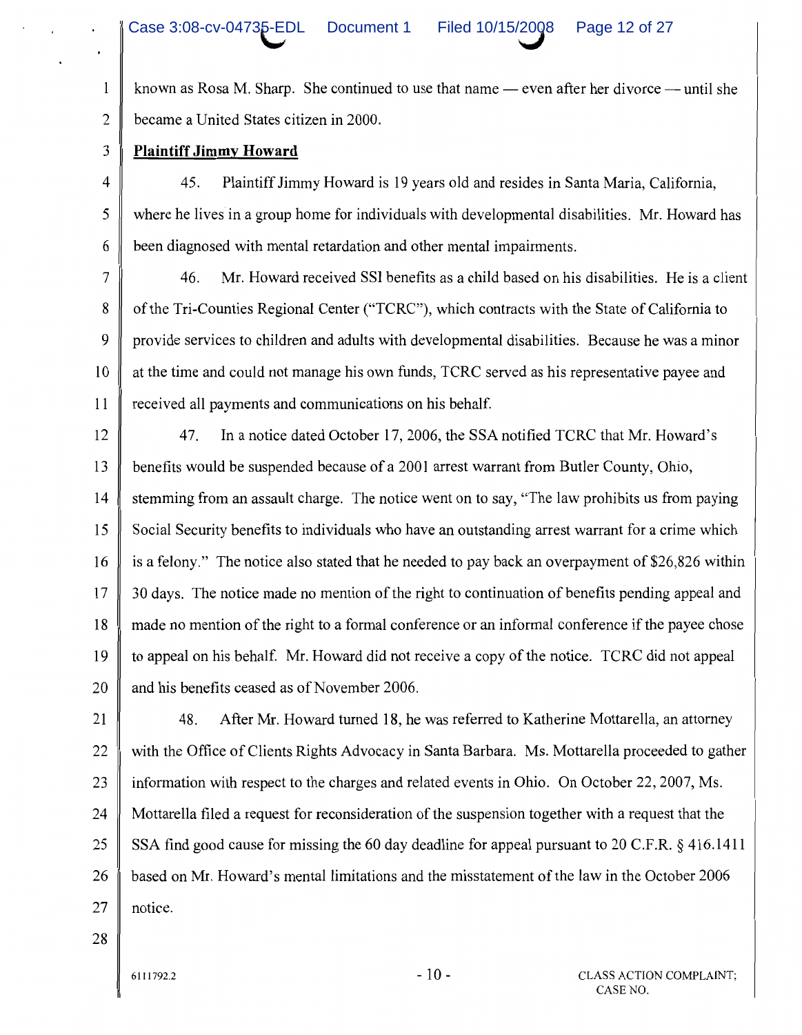known as Rosa M. Sharp. She continued to use that name — even after her divorce — until she became a United States citizen in 2000.

**Plaintiff Jimmy Howard**

45. Plaintiff Jimmy Howard is 19 years old and resides in Santa Maria, California, where he lives in a group home for individuals with developmental disabilities. Mr. Howard has been diagnosed with mental retardation and other mental impairments.

46. Mr. Howard received SSI benefits as a child based on his disabilities. He is a client of the Tri-Counties Regional Center ("TCRC"), which contracts with the State of California to provide services to children and adults with developmental disabilities. Because he was a minor at the time and could not manage his own funds, TCRC served as his representative payee and received all payments and communications on his behalf.

47. In a notice dated October 17, 2006, the SSA notified TCRC that Mr. Howard's benefits would be suspended because of a 2001 arrest warrant from Butler County, Ohio, stemming from an assault charge. The notice went on to say, "The law prohibits us from paying Social Security benefits to individuals who have an outstanding arrest warrant for a crime which is a felony." The notice also stated that he needed to pay back an overpayment of $26,826 within 30 days. The notice made no mention of the right to continuation of benefits pending appeal and made no mention of the right to a formal conference or an informal conference if the payee chose to appeal on his behalf. Mr. Howard did not receive a copy of the notice. TCRC did not appeal and his benefits ceased as of November 2006.

48. After Mr. Howard turned 18, he was referred to Katherine Mottarella, an attorney with the Office of Clients Rights Advocacy in Santa Barbara. Ms. Mottarella proceeded to gather information with respect to the charges and related events in Ohio. On October 22, 2007, Ms. Mottarella filed a request for reconsideration of the suspension together with a request that the SSA find good cause for missing the 60 day deadline for appeal pursuant to 20 C.F.R. § 416.1411 based on Mr. Howard's mental limitations and the misstatement of the law in the October 2006 notice.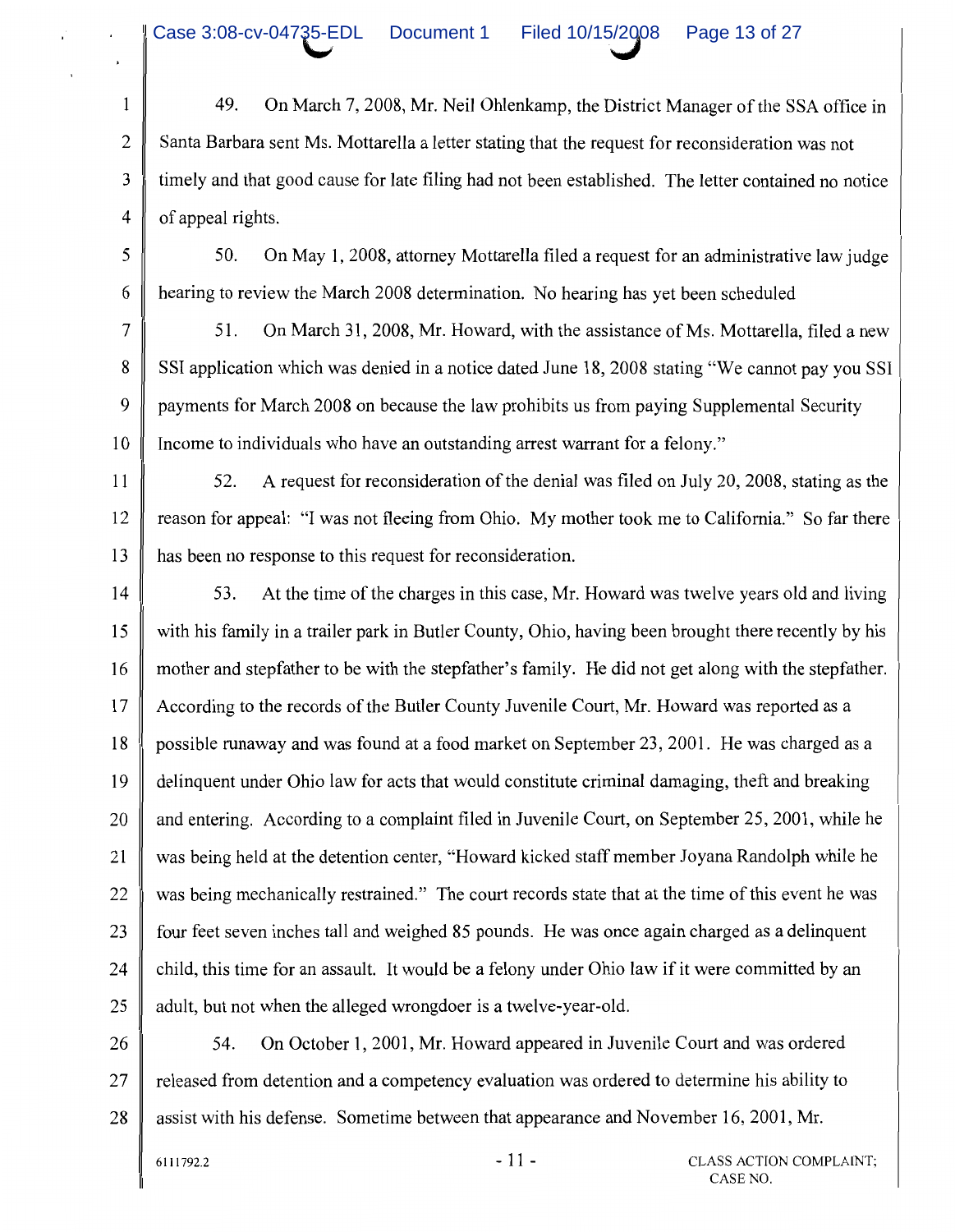49. On March 7, 2008, Mr. Neil Ohlenkamp, the District Manager of the SSA office in Santa Barbara sent Ms. Mottarella a letter stating that the request for reconsideration was not timely and that good cause for late filing had not been established. The letter contained no notice of appeal rights.

50. On May 1, 2008, attorney Mottarella filed a request for an administrative law judge hearing to review the March 2008 determination. No hearing has yet been scheduled

51. On March 31, 2008, Mr. Howard, with the assistance of Ms. Mottarella, filed a new SSI application which was denied in a notice dated June 18, 2008 stating "We cannot pay you SSI payments for March 2008 on because the law prohibits us from paying Supplemental Security Income to individuals who have an outstanding arrest warrant for a felony."

52. A request for reconsideration of the denial was filed on July 20, 2008, stating as the reason for appeal: "I was not fleeing from Ohio. My mother took me to California." So far there has been no response to this request for reconsideration.

53. At the time of the charges in this case, Mr. Howard was twelve years old and living with his family in a trailer park in Butler County, Ohio, having been brought there recently by his mother and stepfather to be with the stepfather's family. He did not get along with the stepfather. According to the records of the Butler County Juvenile Court, Mr. Howard was reported as a possible runaway and was found at a food market on September 23, 2001. He was charged as a delinquent under Ohio law for acts that would constitute criminal damaging, theft and breaking and entering. According to a complaint filed in Juvenile Court, on September 25, 2001, while he was being held at the detention center, "Howard kicked staff member Joyana Randolph while he was being mechanically restrained." The court records state that at the time of this event he was four feet seven inches tall and weighed 85 pounds. He was once again charged as a delinquent child, this time for an assault. It would be a felony under Ohio law if it were committed by an adult, but not when the alleged wrongdoer is a twelve-year-old.

54. On October 1, 2001, Mr. Howard appeared in Juvenile Court and was ordered released from detention and a competency evaluation was ordered to determine his ability to assist with his defense. Sometime between that appearance and November 16, 2001, Mr.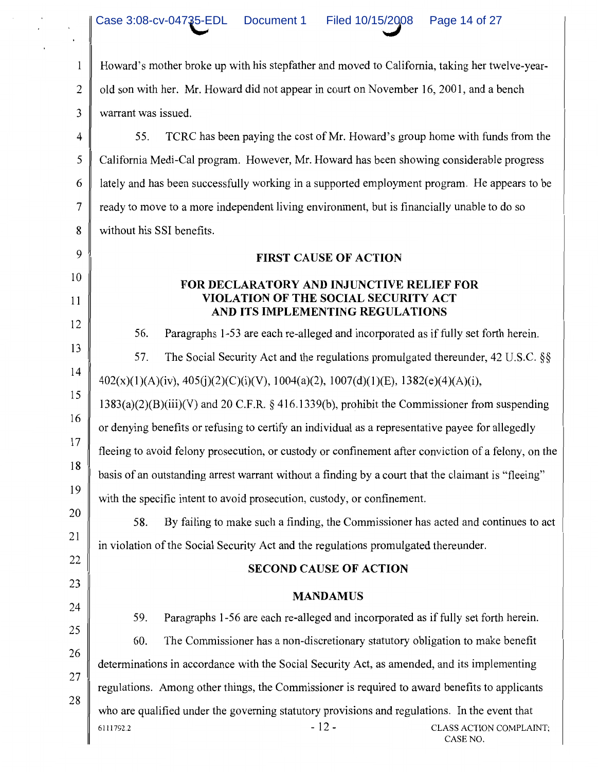Howard's mother broke up with his stepfather and moved to California, taking her twelve-year-old son with her. Mr. Howard did not appear in court on November 16, 2001, and a bench warrant was issued.

55. TCRC has been paying the cost of Mr. Howard's group home with funds from the California Medi-Cal program. However, Mr. Howard has been showing considerable progress lately and has been successfully working in a supported employment program. He appears to be ready to move to a more independent living environment, but is financially unable to do so without his SSI benefits.

**FIRST CAUSE OF ACTION**

**FOR DECLARATORY AND INJUNCTIVE RELIEF FOR VIOLATION OF THE SOCIAL SECURITY ACT AND ITS IMPLEMENTING REGULATIONS**

56. Paragraphs 1-53 are each re-alleged and incorporated as if fully set forth herein.

57. The Social Security Act and the regulations promulgated thereunder, 42 U.S.C. §§ 402(x)(1)(A)(iv), 405(j)(2)(C)(i)(V), 1004(a)(2), 1007(d)(1)(E), 1382(e)(4)(A)(i), 1383(a)(2)(B)(iii)(V) and 20 C.F.R. § 416.1339(b), prohibit the Commissioner from suspending or denying benefits or refusing to certify an individual as a representative payee for allegedly fleeing to avoid felony prosecution, or custody or confinement after conviction of a felony, on the basis of an outstanding arrest warrant without a finding by a court that the claimant is "fleeing" with the specific intent to avoid prosecution, custody, or confinement.

58. By failing to make such a finding, the Commissioner has acted and continues to act in violation of the Social Security Act and the regulations promulgated thereunder.

**SECOND CAUSE OF ACTION**

**MANDAMUS**

59. Paragraphs 1-56 are each re-alleged and incorporated as if fully set forth herein.

60. The Commissioner has a non-discretionary statutory obligation to make benefit determinations in accordance with the Social Security Act, as amended, and its implementing regulations. Among other things, the Commissioner is required to award benefits to applicants who are qualified under the governing statutory provisions and regulations. In the event that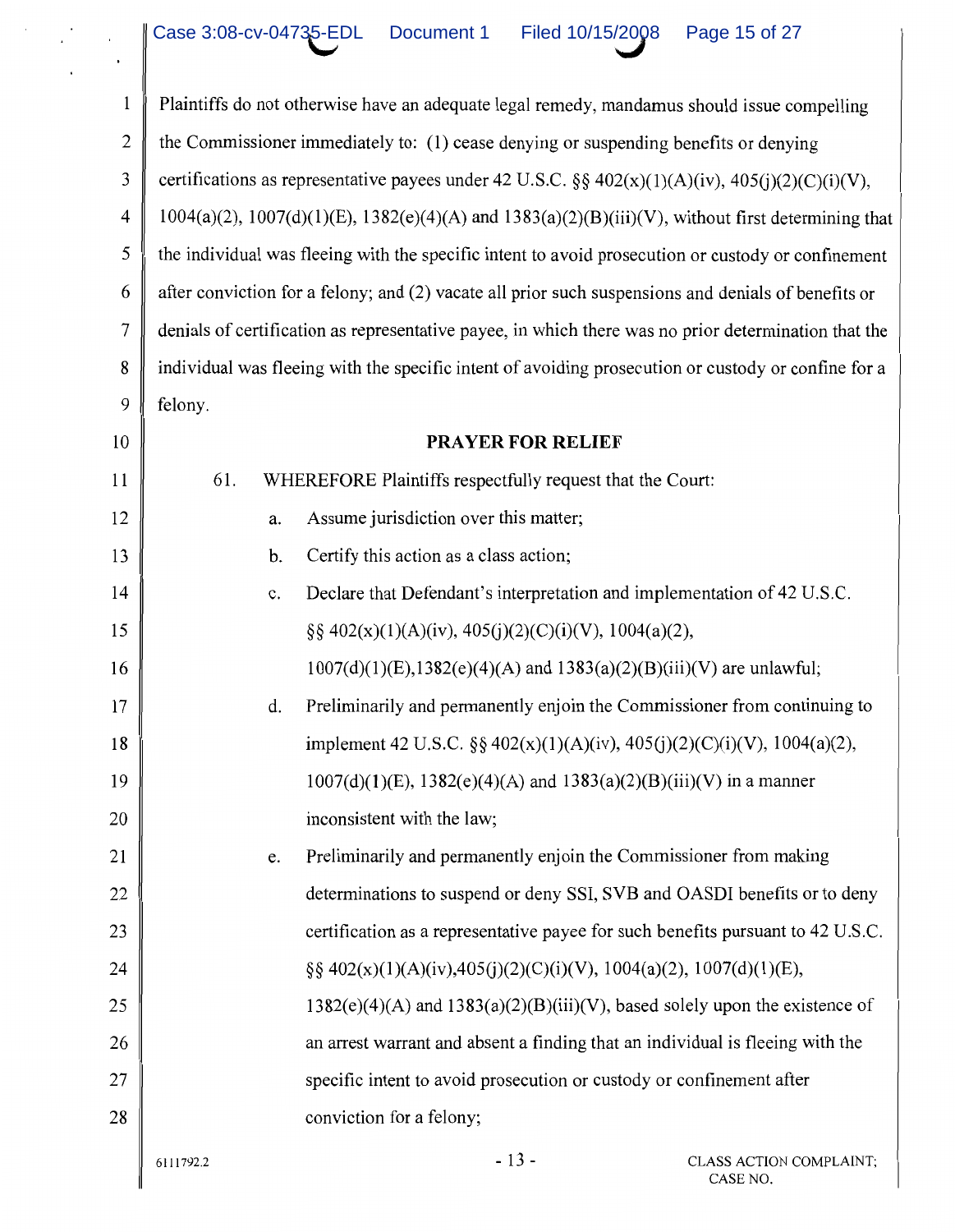Plaintiffs do not otherwise have an adequate legal remedy, mandamus should issue compelling the Commissioner immediately to: (1) cease denying or suspending benefits or denying certifications as representative payees under 42 U.S.C. §§ 402(x)(1)(A)(iv), 405(j)(2)(C)(i)(V), 1004(a)(2), 1007(d)(1)(E), 1382(e)(4)(A) and 1383(a)(2)(B)(iii)(V), without first determining that the individual was fleeing with the specific intent to avoid prosecution or custody or confinement after conviction for a felony; and (2) vacate all prior such suspensions and denials of benefits or denials of certification as representative payee, in which there was no prior determination that the individual was fleeing with the specific intent of avoiding prosecution or custody or confine for a felony.

**PRAYER FOR RELIEF**

61. WHEREFORE Plaintiffs respectfully request that the Court:

a. Assume jurisdiction over this matter;

b. Certify this action as a class action;

c. Declare that Defendant's interpretation and implementation of 42 U.S.C. §§ 402(x)(1)(A)(iv), 405(j)(2)(C)(i)(V), 1004(a)(2), 1007(d)(1)(E),1382(e)(4)(A) and 1383(a)(2)(B)(iii)(V) are unlawful;

d. Preliminarily and permanently enjoin the Commissioner from continuing to implement 42 U.S.C. §§ 402(x)(1)(A)(iv), 405(j)(2)(C)(i)(V), 1004(a)(2), 1007(d)(1)(E), 1382(e)(4)(A) and 1383(a)(2)(B)(iii)(V) in a manner inconsistent with the law;

e. Preliminarily and permanently enjoin the Commissioner from making determinations to suspend or deny SSI, SVB and OASDI benefits or to deny certification as a representative payee for such benefits pursuant to 42 U.S.C. §§ 402(x)(1)(A)(iv),405(j)(2)(C)(i)(V), 1004(a)(2), 1007(d)(1)(E), 1382(e)(4)(A) and 1383(a)(2)(B)(iii)(V), based solely upon the existence of an arrest warrant and absent a finding that an individual is fleeing with the specific intent to avoid prosecution or custody or confinement after conviction for a felony;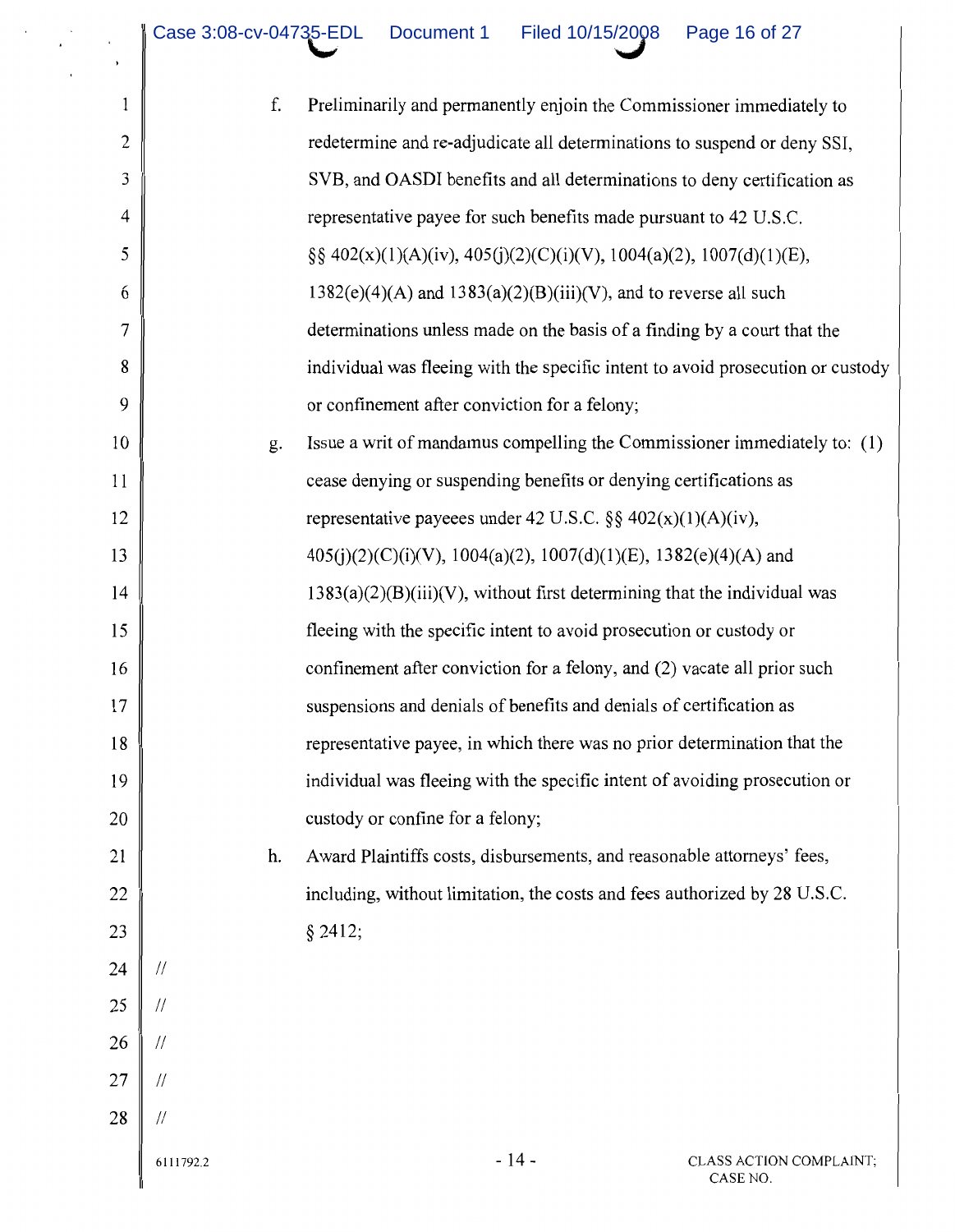f. Preliminarily and permanently enjoin the Commissioner immediately to redetermine and re-adjudicate all determinations to suspend or deny SSI, SVB, and OASDI benefits and all determinations to deny certification as representative payee for such benefits made pursuant to 42 U.S.C. §§ 402(x)(1)(A)(iv), 405(j)(2)(C)(i)(V), 1004(a)(2), 1007(d)(1)(E), 1382(e)(4)(A) and 1383(a)(2)(B)(iii)(V), and to reverse all such determinations unless made on the basis of a finding by a court that the individual was fleeing with the specific intent to avoid prosecution or custody or confinement after conviction for a felony;

g. Issue a writ of mandamus compelling the Commissioner immediately to: (1) cease denying or suspending benefits or denying certifications as representative payeees under 42 U.S.C. §§ 402(x)(1)(A)(iv), 405(j)(2)(C)(i)(V), 1004(a)(2), 1007(d)(1)(E), 1382(e)(4)(A) and 1383(a)(2)(B)(iii)(V), without first determining that the individual was fleeing with the specific intent to avoid prosecution or custody or confinement after conviction for a felony, and (2) vacate all prior such suspensions and denials of benefits and denials of certification as representative payee, in which there was no prior determination that the individual was fleeing with the specific intent of avoiding prosecution or custody or confine for a felony;

h. Award Plaintiffs costs, disbursements, and reasonable attorneys' fees, including, without limitation, the costs and fees authorized by 28 U.S.C. § 2412;

//

//

//

//

//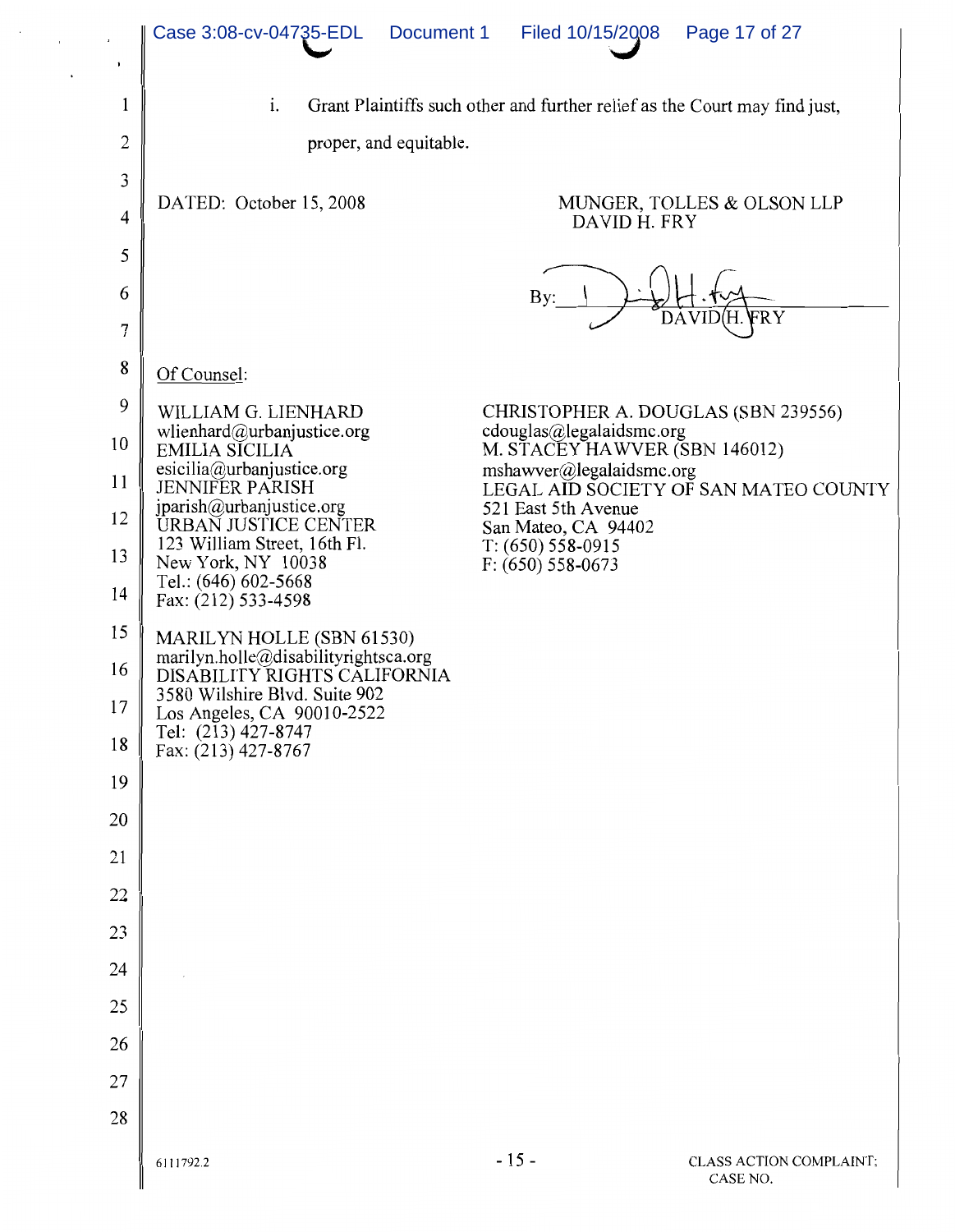i. Grant Plaintiffs such other and further relief as the Court may find just, proper, and equitable.

DATED: October 15, 2008

MUNGER, TOLLES & OLSON LLP
DAVID H. FRY

By: ____________________
DAVID H. FRY

Of Counsel:

WILLIAM G. LIENHARD
wlienhard@urbanjustice.org
EMILIA SICILIA
esicilia@urbanjustice.org
JENNIFER PARISH
jparish@urbanjustice.org
URBAN JUSTICE CENTER
123 William Street, 16th Fl.
New York, NY 10038
Tel.: (646) 602-5668
Fax: (212) 533-4598

MARILYN HOLLE (SBN 61530)
marilyn.holle@disabilityrightsca.org
DISABILITY RIGHTS CALIFORNIA
3580 Wilshire Blvd. Suite 902
Los Angeles, CA 90010-2522
Tel: (213) 427-8747
Fax: (213) 427-8767

CHRISTOPHER A. DOUGLAS (SBN 239556)
cdouglas@legalaidsmc.org
M. STACEY HAWVER (SBN 146012)
mshawver@legalaidsmc.org
LEGAL AID SOCIETY OF SAN MATEO COUNTY
521 East 5th Avenue
San Mateo, CA 94402
T: (650) 558-0915
F: (650) 558-0673

6111792.2

CLASS ACTION COMPLAINT;
CASE NO.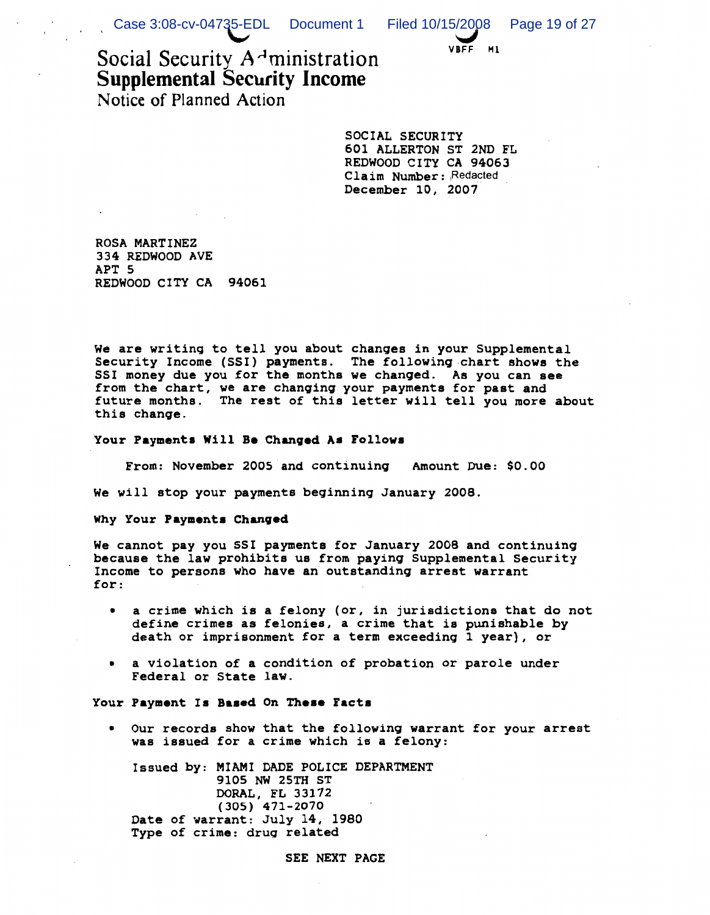VBFF M1

# Social Security Administration
## Supplemental Security Income
Notice of Planned Action

SOCIAL SECURITY
601 ALLERTON ST 2ND FL
REDWOOD CITY CA 94063
Claim Number: Redacted
December 10, 2007

ROSA MARTINEZ
334 REDWOOD AVE
APT 5
REDWOOD CITY CA 94061

We are writing to tell you about changes in your Supplemental Security Income (SSI) payments. The following chart shows the SSI money due you for the months we changed. As you can see from the chart, we are changing your payments for past and future months. The rest of this letter will tell you more about this change.

**Your Payments Will Be Changed As Follows**

From: November 2005 and continuing     Amount Due: $0.00

We will stop your payments beginning January 2008.

**Why Your Payments Changed**

We cannot pay you SSI payments for January 2008 and continuing because the law prohibits us from paying Supplemental Security Income to persons who have an outstanding arrest warrant for:

- a crime which is a felony (or, in jurisdictions that do not define crimes as felonies, a crime that is punishable by death or imprisonment for a term exceeding 1 year), or
- a violation of a condition of probation or parole under Federal or State law.

**Your Payment Is Based On These Facts**

- Our records show that the following warrant for your arrest was issued for a crime which is a felony:

  Issued by: MIAMI DADE POLICE DEPARTMENT
  9105 NW 25TH ST
  DORAL, FL 33172
  (305) 471-2070
  Date of warrant: July 14, 1980
  Type of crime: drug related

SEE NEXT PAGE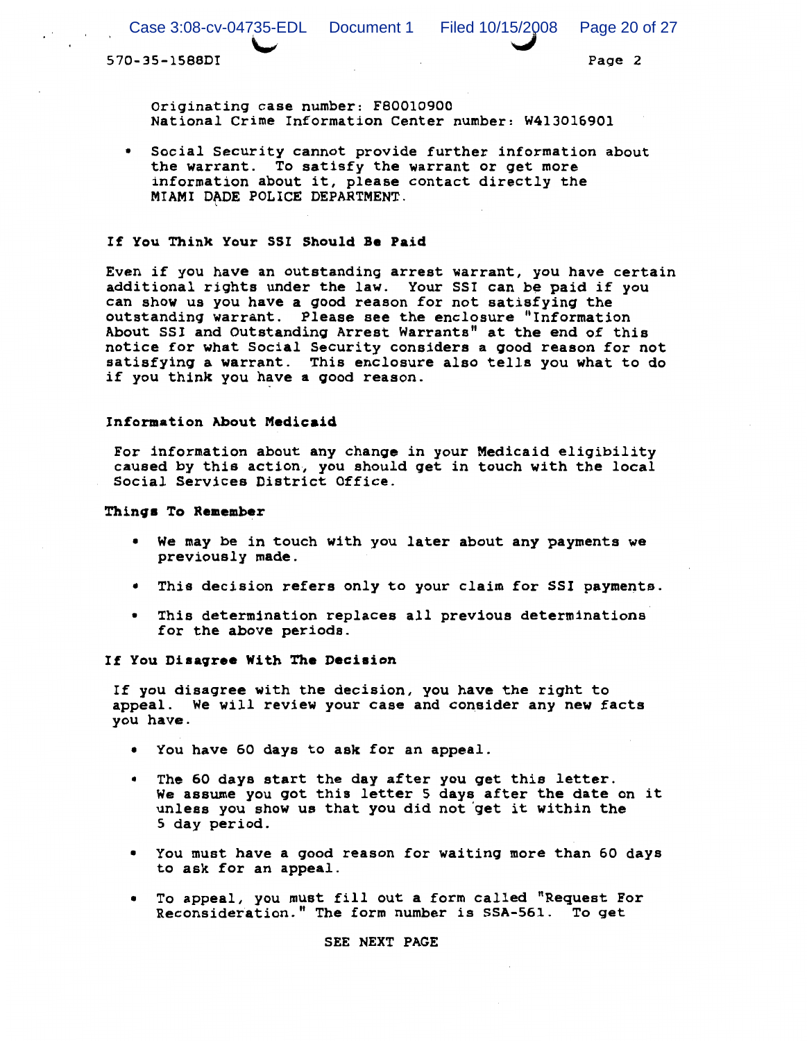Originating case number: F80010900
National Crime Information Center number: W413016901

- Social Security cannot provide further information about the warrant. To satisfy the warrant or get more information about it, please contact directly the MIAMI DADE POLICE DEPARTMENT.

**If You Think Your SSI Should Be Paid**

Even if you have an outstanding arrest warrant, you have certain additional rights under the law. Your SSI can be paid if you can show us you have a good reason for not satisfying the outstanding warrant. Please see the enclosure "Information About SSI and Outstanding Arrest Warrants" at the end of this notice for what Social Security considers a good reason for not satisfying a warrant. This enclosure also tells you what to do if you think you have a good reason.

**Information About Medicaid**

For information about any change in your Medicaid eligibility caused by this action, you should get in touch with the local Social Services District Office.

**Things To Remember**

- We may be in touch with you later about any payments we previously made.
- This decision refers only to your claim for SSI payments.
- This determination replaces all previous determinations for the above periods.

**If You Disagree With The Decision**

If you disagree with the decision, you have the right to appeal. We will review your case and consider any new facts you have.

- You have 60 days to ask for an appeal.
- The 60 days start the day after you get this letter. We assume you got this letter 5 days after the date on it unless you show us that you did not get it within the 5 day period.
- You must have a good reason for waiting more than 60 days to ask for an appeal.
- To appeal, you must fill out a form called "Request For Reconsideration." The form number is SSA-561. To get

SEE NEXT PAGE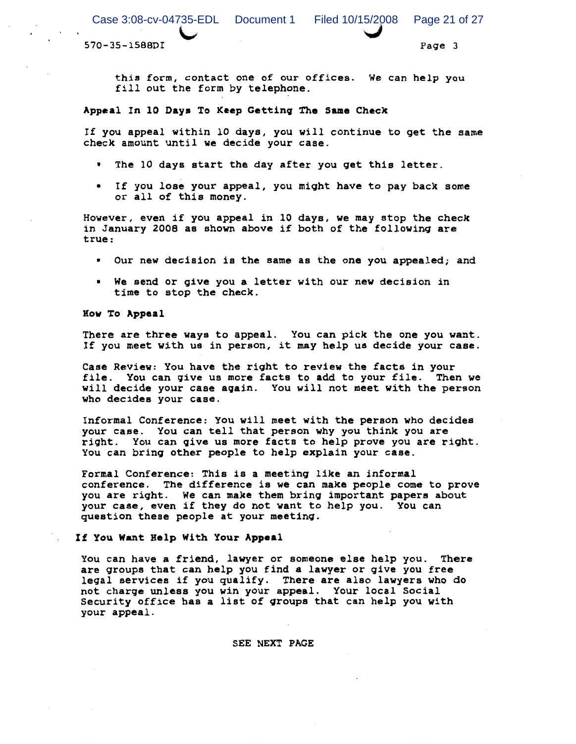this form, contact one of our offices. We can help you fill out the form by telephone.

**Appeal In 10 Days To Keep Getting The Same Check**

If you appeal within 10 days, you will continue to get the same check amount until we decide your case.

- The 10 days start the day after you get this letter.
- If you lose your appeal, you might have to pay back some or all of this money.

However, even if you appeal in 10 days, we may stop the check in January 2008 as shown above if both of the following are true:

- Our new decision is the same as the one you appealed; and
- We send or give you a letter with our new decision in time to stop the check.

**How To Appeal**

There are three ways to appeal. You can pick the one you want. If you meet with us in person, it may help us decide your case.

Case Review: You have the right to review the facts in your file. You can give us more facts to add to your file. Then we will decide your case again. You will not meet with the person who decides your case.

Informal Conference: You will meet with the person who decides your case. You can tell that person why you think you are right. You can give us more facts to help prove you are right. You can bring other people to help explain your case.

Formal Conference: This is a meeting like an informal conference. The difference is we can make people come to prove you are right. We can make them bring important papers about your case, even if they do not want to help you. You can question these people at your meeting.

**If You Want Help With Your Appeal**

You can have a friend, lawyer or someone else help you. There are groups that can help you find a lawyer or give you free legal services if you qualify. There are also lawyers who do not charge unless you win your appeal. Your local Social Security office has a list of groups that can help you with your appeal.

SEE NEXT PAGE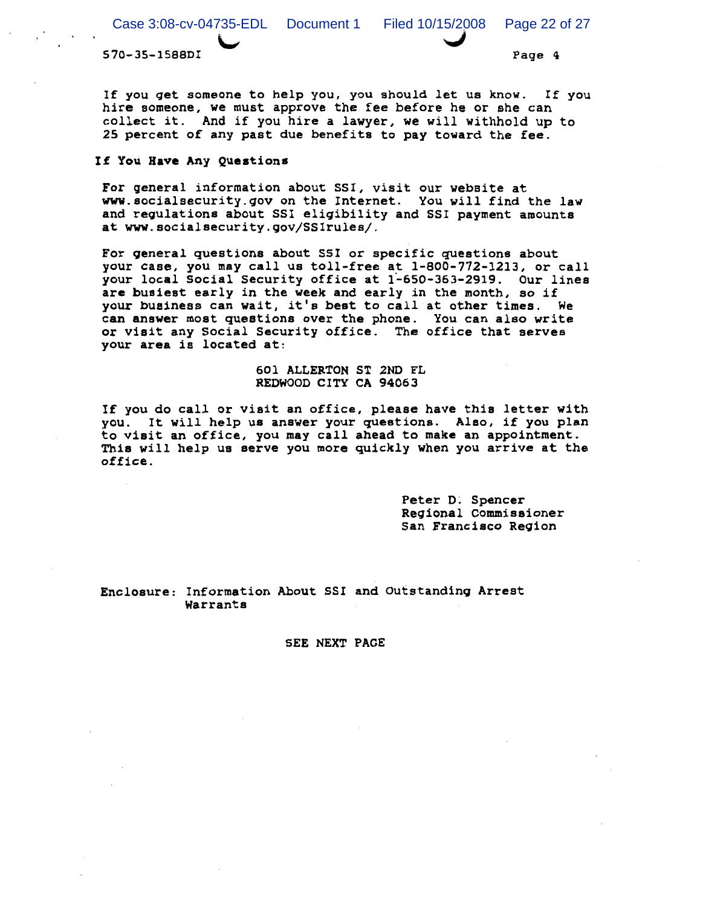570-35-1588DI

If you get someone to help you, you should let us know. If you hire someone, we must approve the fee before he or she can collect it. And if you hire a lawyer, we will withhold up to 25 percent of any past due benefits to pay toward the fee.

**If You Have Any Questions**

For general information about SSI, visit our website at www.socialsecurity.gov on the Internet. You will find the law and regulations about SSI eligibility and SSI payment amounts at www.socialsecurity.gov/SSIrules/.

For general questions about SSI or specific questions about your case, you may call us toll-free at 1-800-772-1213, or call your local Social Security office at 1-650-363-2919. Our lines are busiest early in the week and early in the month, so if your business can wait, it's best to call at other times. We can answer most questions over the phone. You can also write or visit any Social Security office. The office that serves your area is located at:

601 ALLERTON ST 2ND FL
REDWOOD CITY CA 94063

If you do call or visit an office, please have this letter with you. It will help us answer your questions. Also, if you plan to visit an office, you may call ahead to make an appointment. This will help us serve you more quickly when you arrive at the office.

Peter D. Spencer
Regional Commissioner
San Francisco Region

Enclosure: Information About SSI and Outstanding Arrest Warrants

SEE NEXT PAGE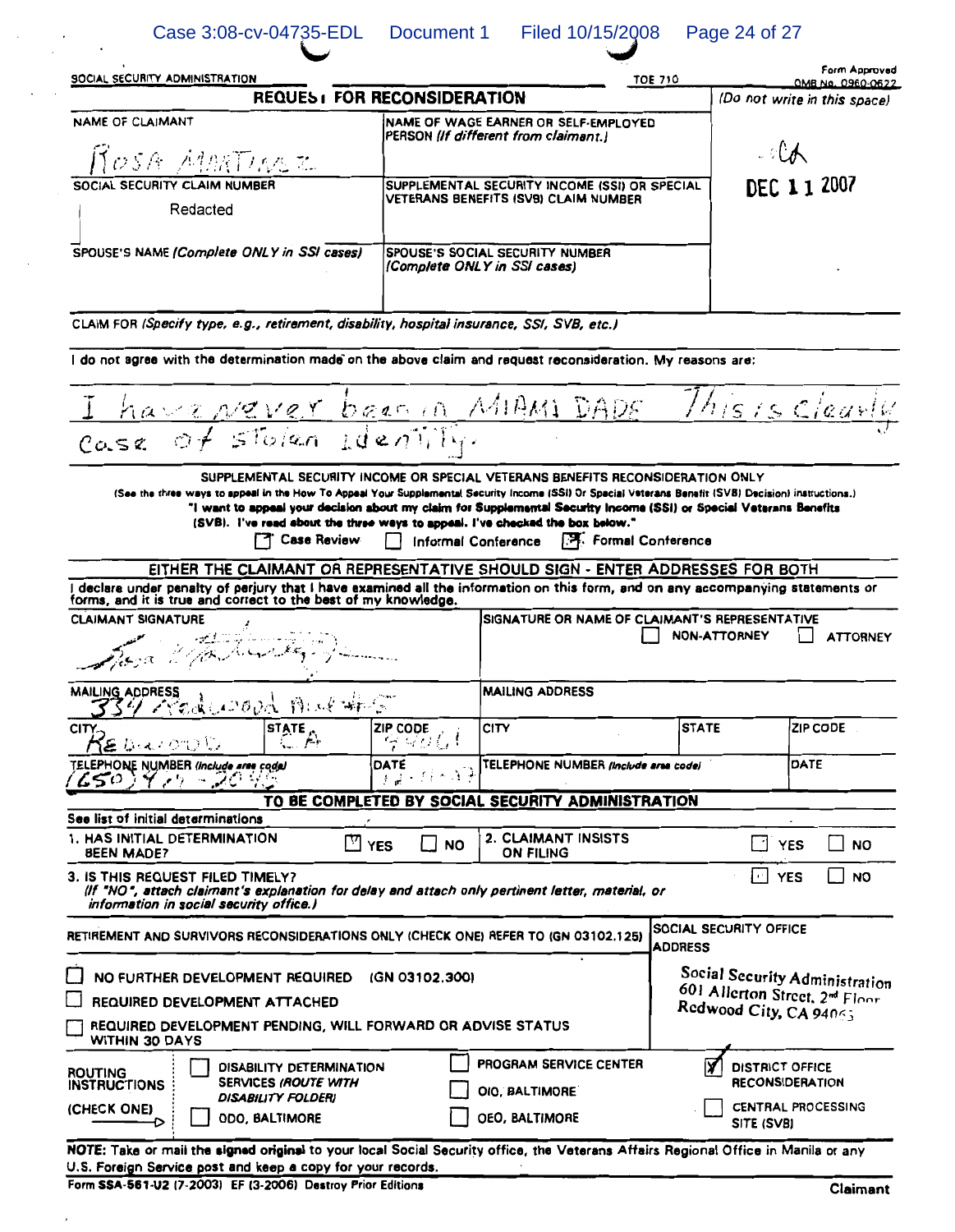SOCIAL SECURITY ADMINISTRATION — TOE 710 — Form Approved OMB No. 0960-0622

# REQUEST FOR RECONSIDERATION

*(Do not write in this space)*

CA
DEC 11 2007

| NAME OF CLAIMANT | NAME OF WAGE EARNER OR SELF-EMPLOYED PERSON *(If different from claimant.)* |
|---|---|
| ROSA MARTINEZ | |
| SOCIAL SECURITY CLAIM NUMBER | SUPPLEMENTAL SECURITY INCOME (SSI) OR SPECIAL VETERANS BENEFITS (SVB) CLAIM NUMBER |
| Redacted | |
| SPOUSE'S NAME *(Complete ONLY in SSI cases)* | SPOUSE'S SOCIAL SECURITY NUMBER *(Complete ONLY in SSI cases)* |
| | |

CLAIM FOR *(Specify type, e.g., retirement, disability, hospital insurance, SSI, SVB, etc.)*

I do not agree with the determination made on the above claim and request reconsideration. My reasons are:

I have never been in MIAMI DADE This is clearly Case of stolen identity.

**SUPPLEMENTAL SECURITY INCOME OR SPECIAL VETERANS BENEFITS RECONSIDERATION ONLY**

(See the three ways to appeal in the How To Appeal Your Supplemental Security Income (SSI) Or Special Veterans Benefit (SVB) Decision) instructions.)

**"I want to appeal your decision about my claim for Supplemental Security Income (SSI) or Special Veterans Benefits (SVB). I've read about the three ways to appeal. I've checked the box below."**

☐ Case Review ☐ Informal Conference ☒ Formal Conference

**EITHER THE CLAIMANT OR REPRESENTATIVE SHOULD SIGN - ENTER ADDRESSES FOR BOTH**

I declare under penalty of perjury that I have examined all the information on this form, and on any accompanying statements or forms, and it is true and correct to the best of my knowledge.

| CLAIMANT SIGNATURE | | | SIGNATURE OR NAME OF CLAIMANT'S REPRESENTATIVE ☐ NON-ATTORNEY ☐ ATTORNEY | | |
|---|---|---|---|---|---|
| *(signature)* | | | | | |
| MAILING ADDRESS 334 Redwood Ave #5 | | | MAILING ADDRESS | | |
| CITY Redwood | STATE CA | ZIP CODE 94061 | CITY | STATE | ZIP CODE |
| TELEPHONE NUMBER *(Include area code)* (650) 4?? - 2045 | | DATE 12-11-07 | TELEPHONE NUMBER *(Include area code)* | | DATE |

**TO BE COMPLETED BY SOCIAL SECURITY ADMINISTRATION**

See list of initial determinations

1. HAS INITIAL DETERMINATION BEEN MADE? ☒ YES ☐ NO
2. CLAIMANT INSISTS ON FILING ☐ YES ☐ NO
3. IS THIS REQUEST FILED TIMELY? ☐ YES ☐ NO
   *(If "NO", attach claimant's explanation for delay and attach only pertinent letter, material, or information in social security office.)*

RETIREMENT AND SURVIVORS RECONSIDERATIONS ONLY (CHECK ONE) REFER TO (GN 03102.125)

☐ NO FURTHER DEVELOPMENT REQUIRED (GN 03102.300)
☐ REQUIRED DEVELOPMENT ATTACHED
☐ REQUIRED DEVELOPMENT PENDING, WILL FORWARD OR ADVISE STATUS WITHIN 30 DAYS

SOCIAL SECURITY OFFICE ADDRESS
Social Security Administration
601 Allerton Street, 2nd Floor
Redwood City, CA 94063

ROUTING INSTRUCTIONS (CHECK ONE)

☐ DISABILITY DETERMINATION SERVICES *(ROUTE WITH DISABILITY FOLDER)*
☐ ODO, BALTIMORE
☐ PROGRAM SERVICE CENTER
☐ OIO, BALTIMORE
☐ OEO, BALTIMORE
☒ DISTRICT OFFICE RECONSIDERATION
☐ CENTRAL PROCESSING SITE (SVB)

**NOTE:** Take or mail the signed original to your local Social Security office, the Veterans Affairs Regional Office in Manila or any U.S. Foreign Service post and keep a copy for your records.

Form SSA-561-U2 (7-2003) EF (3-2006) Destroy Prior Editions — Claimant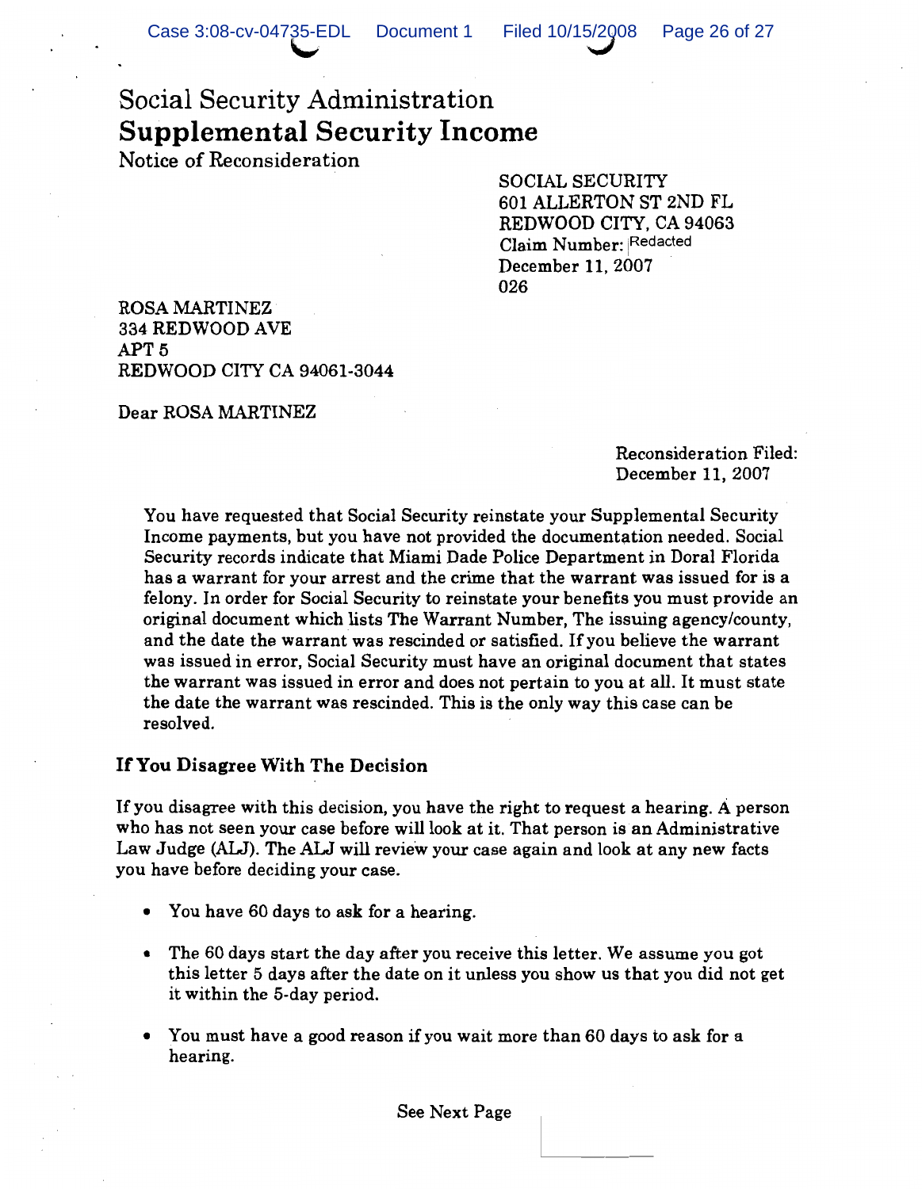# Social Security Administration
# **Supplemental Security Income**

Notice of Reconsideration

SOCIAL SECURITY
601 ALLERTON ST 2ND FL
REDWOOD CITY, CA 94063
Claim Number: Redacted
December 11, 2007
026

ROSA MARTINEZ
334 REDWOOD AVE
APT 5
REDWOOD CITY CA 94061-3044

Dear ROSA MARTINEZ

Reconsideration Filed:
December 11, 2007

You have requested that Social Security reinstate your Supplemental Security Income payments, but you have not provided the documentation needed. Social Security records indicate that Miami Dade Police Department in Doral Florida has a warrant for your arrest and the crime that the warrant was issued for is a felony. In order for Social Security to reinstate your benefits you must provide an original document which lists The Warrant Number, The issuing agency/county, and the date the warrant was rescinded or satisfied. If you believe the warrant was issued in error, Social Security must have an original document that states the warrant was issued in error and does not pertain to you at all. It must state the date the warrant was rescinded. This is the only way this case can be resolved.

### If You Disagree With The Decision

If you disagree with this decision, you have the right to request a hearing. A person who has not seen your case before will look at it. That person is an Administrative Law Judge (ALJ). The ALJ will review your case again and look at any new facts you have before deciding your case.

- You have 60 days to ask for a hearing.
- The 60 days start the day after you receive this letter. We assume you got this letter 5 days after the date on it unless you show us that you did not get it within the 5-day period.
- You must have a good reason if you wait more than 60 days to ask for a hearing.

See Next Page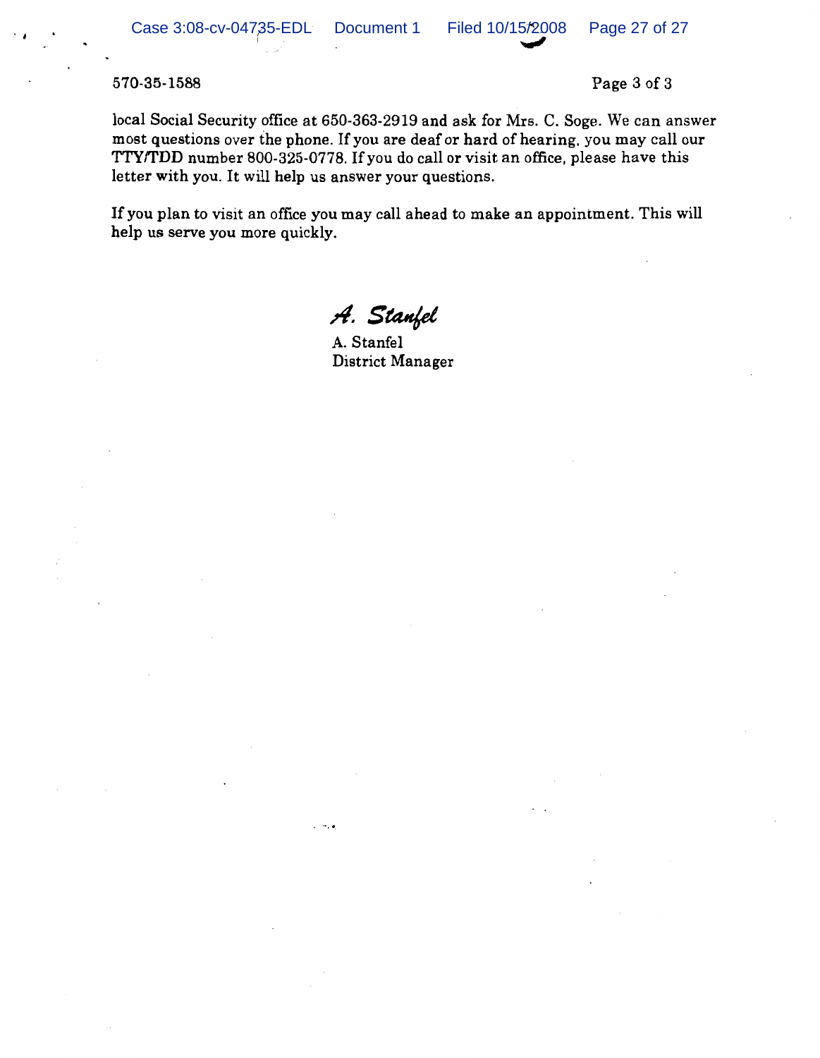570-35-1588

local Social Security office at 650-363-2919 and ask for Mrs. C. Soge. We can answer most questions over the phone. If you are deaf or hard of hearing, you may call our TTY/TDD number 800-325-0778. If you do call or visit an office, please have this letter with you. It will help us answer your questions.

If you plan to visit an office you may call ahead to make an appointment. This will help us serve you more quickly.

*A. Stanfel*

A. Stanfel
District Manager